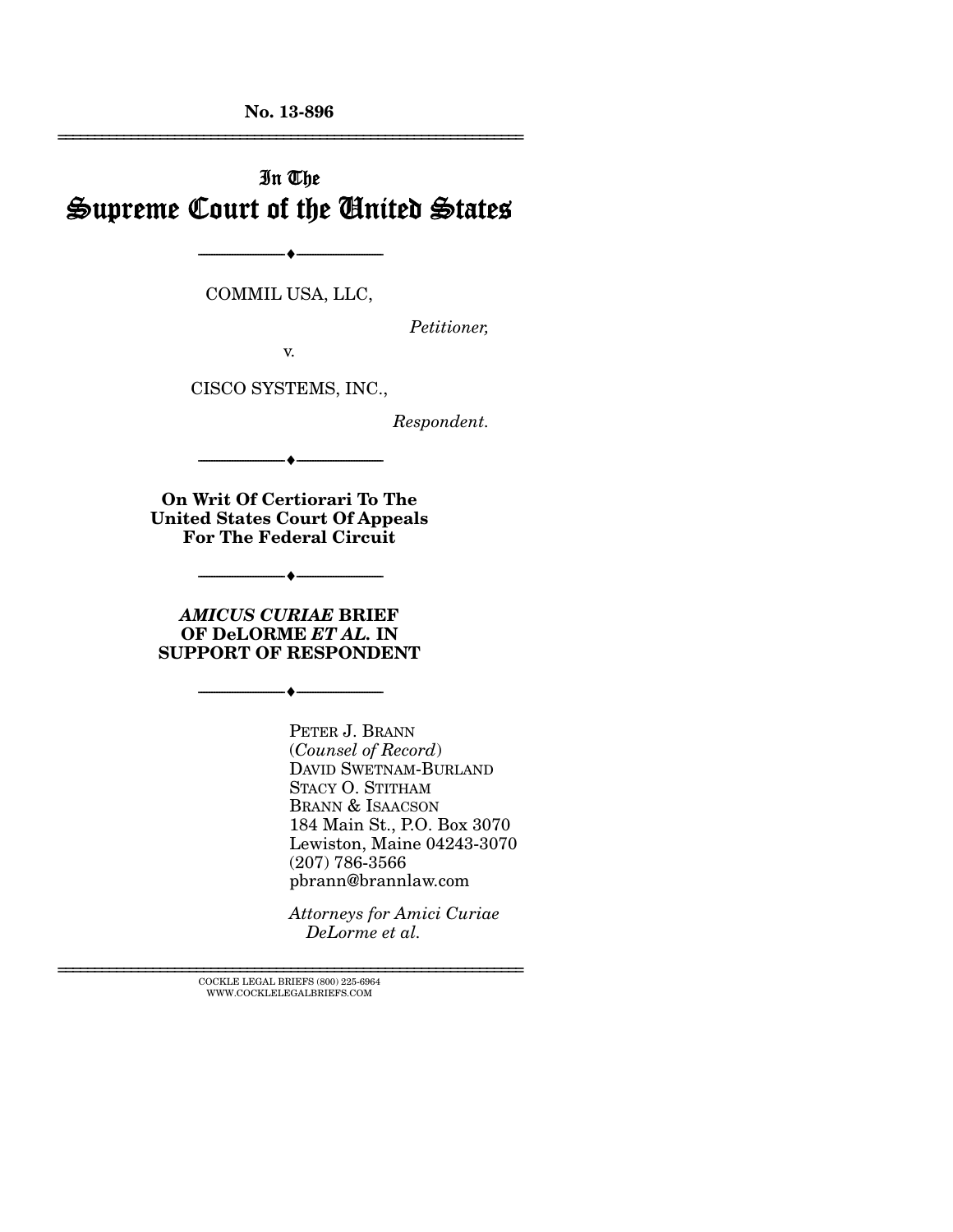No. 13-896

# In The Supreme Court of the United States

---

COMMIL USA, LLC,

*Petitioner,*

v.

CISCO SYSTEMS, INC.,

*Respondent.*

---

**On Writ Of Certiorari To The United States Court Of Appeals For The Federal Circuit**

---

## ***AMICUS CURIAE* BRIEF OF DeLORME *ET AL.* IN SUPPORT OF RESPONDENT**

---

PETER J. BRANN
(*Counsel of Record*)
DAVID SWETNAM-BURLAND
STACY O. STITHAM
BRANN & ISAACSON
184 Main St., P.O. Box 3070
Lewiston, Maine 04243-3070
(207) 786-3566
pbrann@brannlaw.com

*Attorneys for Amici Curiae DeLorme et al.*

---

COCKLE LEGAL BRIEFS (800) 225-6964
WWW.COCKLELEGALBRIEFS.COM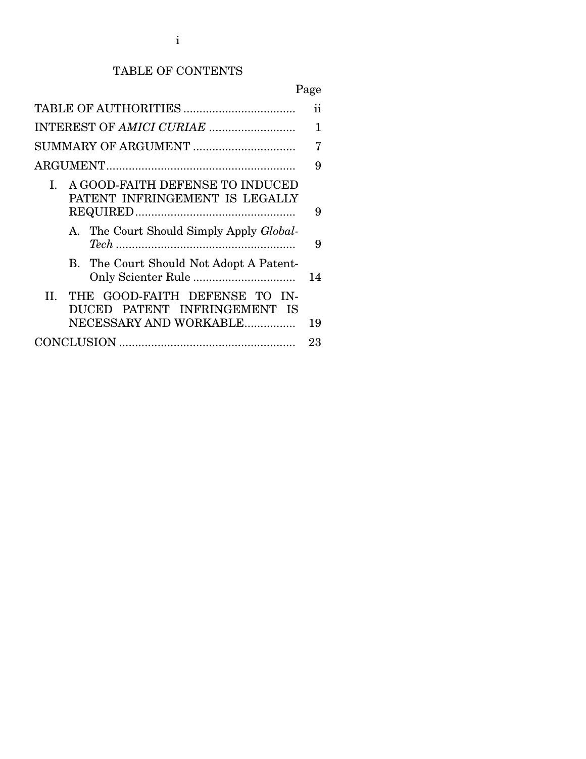# TABLE OF CONTENTS

| | Page |
|---|---|
| TABLE OF AUTHORITIES | ii |
| INTEREST OF *AMICI CURIAE* | 1 |
| SUMMARY OF ARGUMENT | 7 |
| ARGUMENT | 9 |
| I. A GOOD-FAITH DEFENSE TO INDUCED PATENT INFRINGEMENT IS LEGALLY REQUIRED | 9 |
| A. The Court Should Simply Apply *Global-Tech* | 9 |
| B. The Court Should Not Adopt A Patent-Only Scienter Rule | 14 |
| II. THE GOOD-FAITH DEFENSE TO INDUCED PATENT INFRINGEMENT IS NECESSARY AND WORKABLE | 19 |
| CONCLUSION | 23 |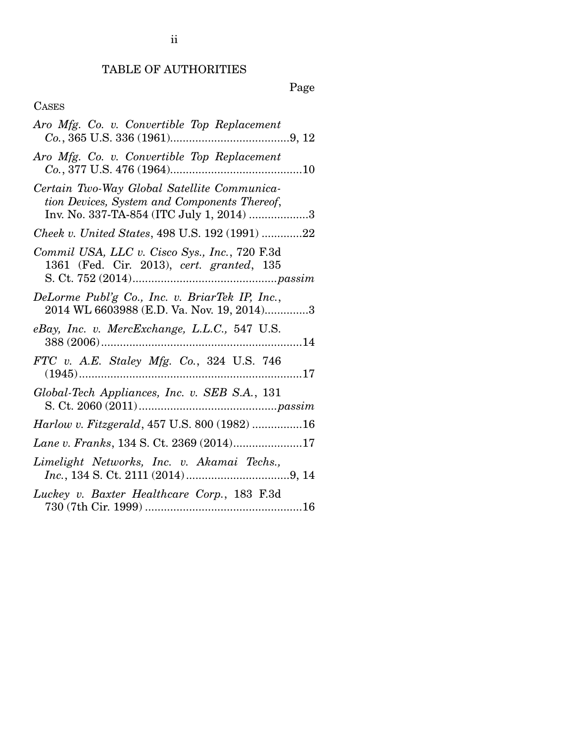## TABLE OF AUTHORITIES

Page

CASES

*Aro Mfg. Co. v. Convertible Top Replacement Co.*, 365 U.S. 336 (1961) ....................................9, 12

*Aro Mfg. Co. v. Convertible Top Replacement Co.*, 377 U.S. 476 (1964) ..........................................10

*Certain Two-Way Global Satellite Communication Devices, System and Components Thereof*, Inv. No. 337-TA-854 (ITC July 1, 2014) ...................3

*Cheek v. United States*, 498 U.S. 192 (1991) .............22

*Commil USA, LLC v. Cisco Sys., Inc.*, 720 F.3d 1361 (Fed. Cir. 2013), *cert. granted*, 135 S. Ct. 752 (2014) .............................................*passim*

*DeLorme Publ'g Co., Inc. v. BriarTek IP, Inc.*, 2014 WL 6603988 (E.D. Va. Nov. 19, 2014)..............3

*eBay, Inc. v. MercExchange, L.L.C.,* 547 U.S. 388 (2006) ................................................................14

*FTC v. A.E. Staley Mfg. Co.*, 324 U.S. 746 (1945) .......................................................................17

*Global-Tech Appliances, Inc. v. SEB S.A.*, 131 S. Ct. 2060 (2011) ............................................*passim*

*Harlow v. Fitzgerald*, 457 U.S. 800 (1982) ................16

*Lane v. Franks*, 134 S. Ct. 2369 (2014)......................17

*Limelight Networks, Inc. v. Akamai Techs., Inc.*, 134 S. Ct. 2111 (2014) .................................9, 14

*Luckey v. Baxter Healthcare Corp.*, 183 F.3d 730 (7th Cir. 1999) ..................................................16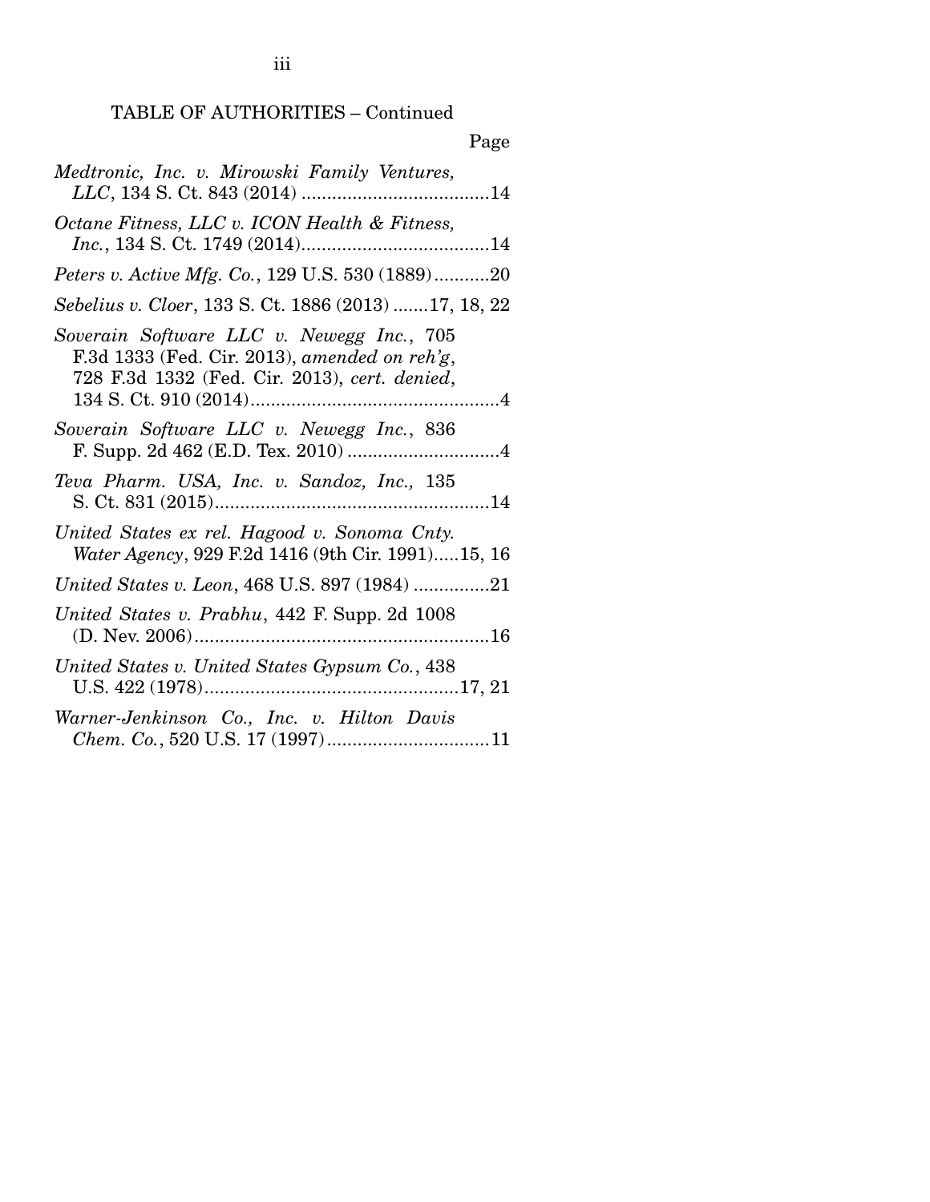TABLE OF AUTHORITIES – Continued

Page

*Medtronic, Inc. v. Mirowski Family Ventures, LLC*, 134 S. Ct. 843 (2014) .....................................14

*Octane Fitness, LLC v. ICON Health & Fitness, Inc.*, 134 S. Ct. 1749 (2014).....................................14

*Peters v. Active Mfg. Co.*, 129 U.S. 530 (1889)...........20

*Sebelius v. Cloer*, 133 S. Ct. 1886 (2013) .......17, 18, 22

*Soverain Software LLC v. Newegg Inc.*, 705 F.3d 1333 (Fed. Cir. 2013), *amended on reh'g*, 728 F.3d 1332 (Fed. Cir. 2013), *cert. denied*, 134 S. Ct. 910 (2014).................................................4

*Soverain Software LLC v. Newegg Inc.*, 836 F. Supp. 2d 462 (E.D. Tex. 2010) ..............................4

*Teva Pharm. USA, Inc. v. Sandoz, Inc.,* 135 S. Ct. 831 (2015)......................................................14

*United States ex rel. Hagood v. Sonoma Cnty. Water Agency*, 929 F.2d 1416 (9th Cir. 1991).....15, 16

*United States v. Leon*, 468 U.S. 897 (1984) ...............21

*United States v. Prabhu*, 442 F. Supp. 2d 1008 (D. Nev. 2006)..........................................................16

*United States v. United States Gypsum Co.*, 438 U.S. 422 (1978).................................................17, 21

*Warner-Jenkinson Co., Inc. v. Hilton Davis Chem. Co.*, 520 U.S. 17 (1997)................................11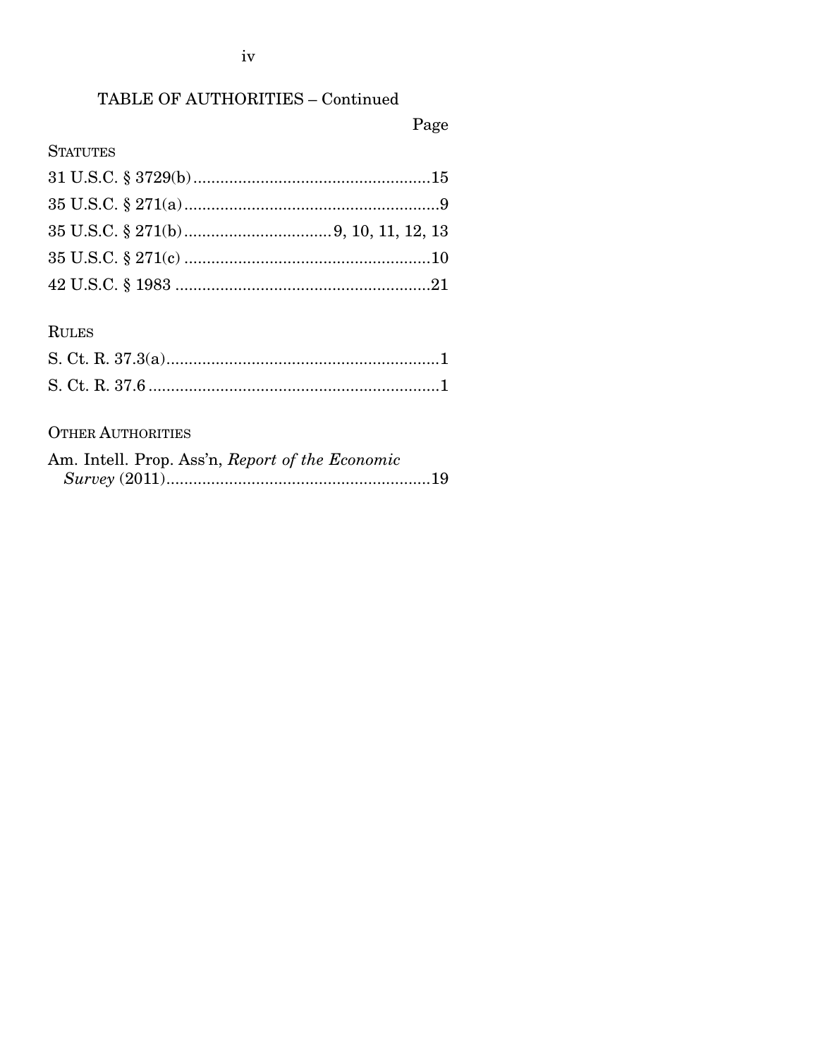TABLE OF AUTHORITIES – Continued

Page

STATUTES

31 U.S.C. § 3729(b) ....................................................15

35 U.S.C. § 271(a) ........................................................9

35 U.S.C. § 271(b) ................................ 9, 10, 11, 12, 13

35 U.S.C. § 271(c) ......................................................10

42 U.S.C. § 1983 ........................................................21

RULES

S. Ct. R. 37.3(a)............................................................1

S. Ct. R. 37.6 ................................................................1

OTHER AUTHORITIES

Am. Intell. Prop. Ass'n, *Report of the Economic Survey* (2011)...........................................................19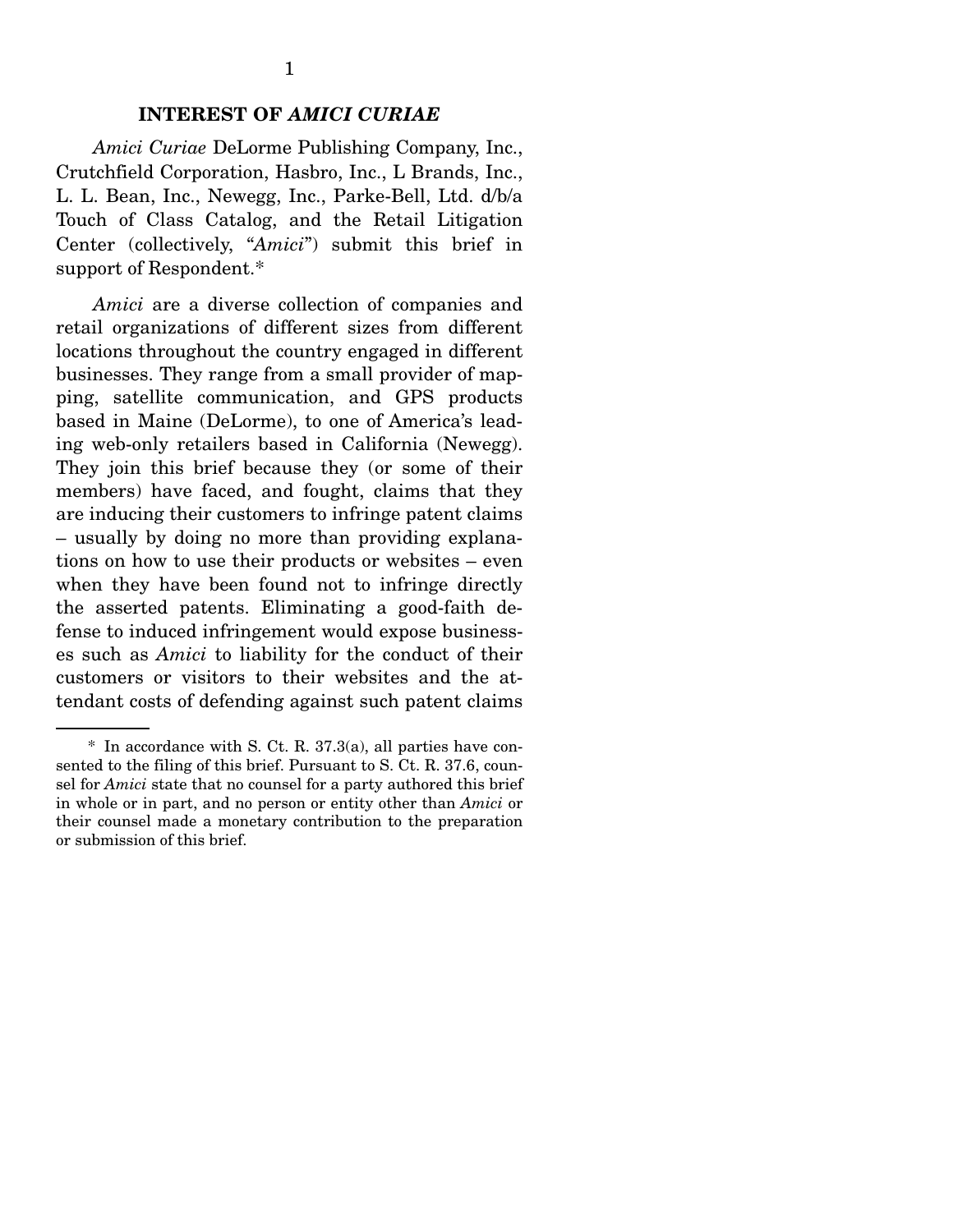## INTEREST OF *AMICI CURIAE*

*Amici Curiae* DeLorme Publishing Company, Inc., Crutchfield Corporation, Hasbro, Inc., L Brands, Inc., L. L. Bean, Inc., Newegg, Inc., Parke-Bell, Ltd. d/b/a Touch of Class Catalog, and the Retail Litigation Center (collectively, "*Amici*") submit this brief in support of Respondent.*

*Amici* are a diverse collection of companies and retail organizations of different sizes from different locations throughout the country engaged in different businesses. They range from a small provider of mapping, satellite communication, and GPS products based in Maine (DeLorme), to one of America's leading web-only retailers based in California (Newegg). They join this brief because they (or some of their members) have faced, and fought, claims that they are inducing their customers to infringe patent claims – usually by doing no more than providing explanations on how to use their products or websites – even when they have been found not to infringe directly the asserted patents. Eliminating a good-faith defense to induced infringement would expose businesses such as *Amici* to liability for the conduct of their customers or visitors to their websites and the attendant costs of defending against such patent claims

---

\* In accordance with S. Ct. R. 37.3(a), all parties have consented to the filing of this brief. Pursuant to S. Ct. R. 37.6, counsel for *Amici* state that no counsel for a party authored this brief in whole or in part, and no person or entity other than *Amici* or their counsel made a monetary contribution to the preparation or submission of this brief.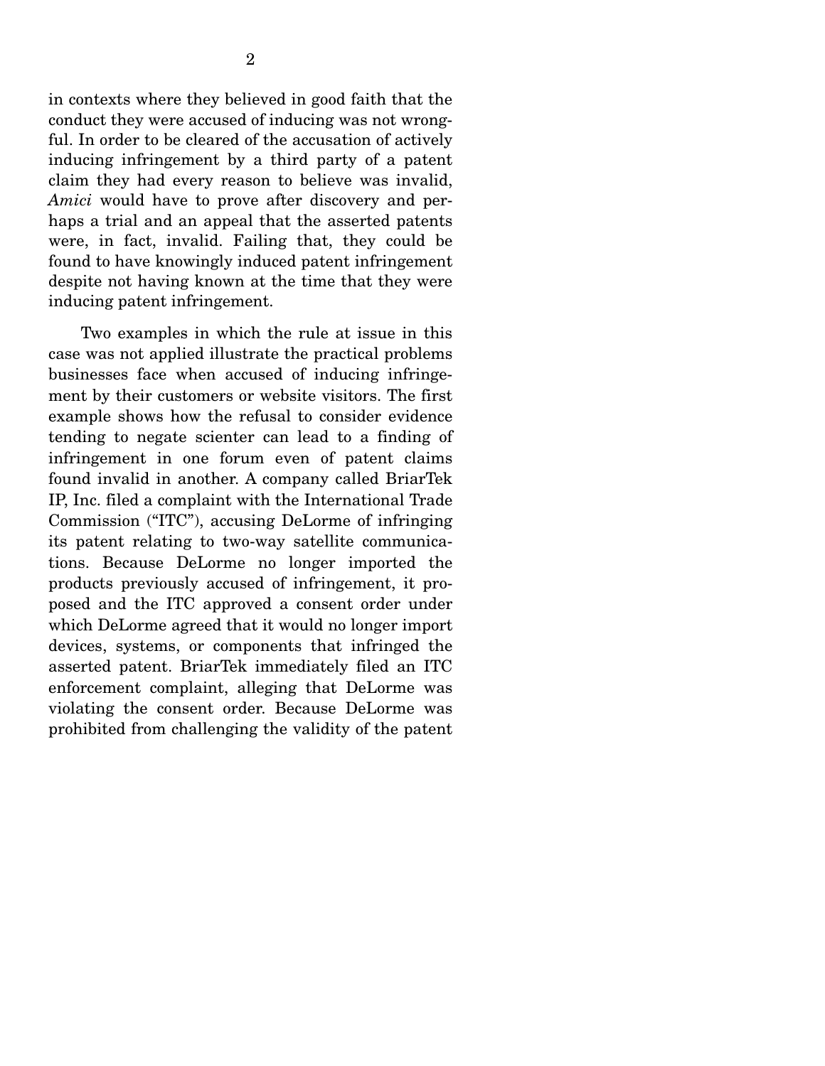in contexts where they believed in good faith that the conduct they were accused of inducing was not wrongful. In order to be cleared of the accusation of actively inducing infringement by a third party of a patent claim they had every reason to believe was invalid, *Amici* would have to prove after discovery and perhaps a trial and an appeal that the asserted patents were, in fact, invalid. Failing that, they could be found to have knowingly induced patent infringement despite not having known at the time that they were inducing patent infringement.

Two examples in which the rule at issue in this case was not applied illustrate the practical problems businesses face when accused of inducing infringement by their customers or website visitors. The first example shows how the refusal to consider evidence tending to negate scienter can lead to a finding of infringement in one forum even of patent claims found invalid in another. A company called BriarTek IP, Inc. filed a complaint with the International Trade Commission ("ITC"), accusing DeLorme of infringing its patent relating to two-way satellite communications. Because DeLorme no longer imported the products previously accused of infringement, it proposed and the ITC approved a consent order under which DeLorme agreed that it would no longer import devices, systems, or components that infringed the asserted patent. BriarTek immediately filed an ITC enforcement complaint, alleging that DeLorme was violating the consent order. Because DeLorme was prohibited from challenging the validity of the patent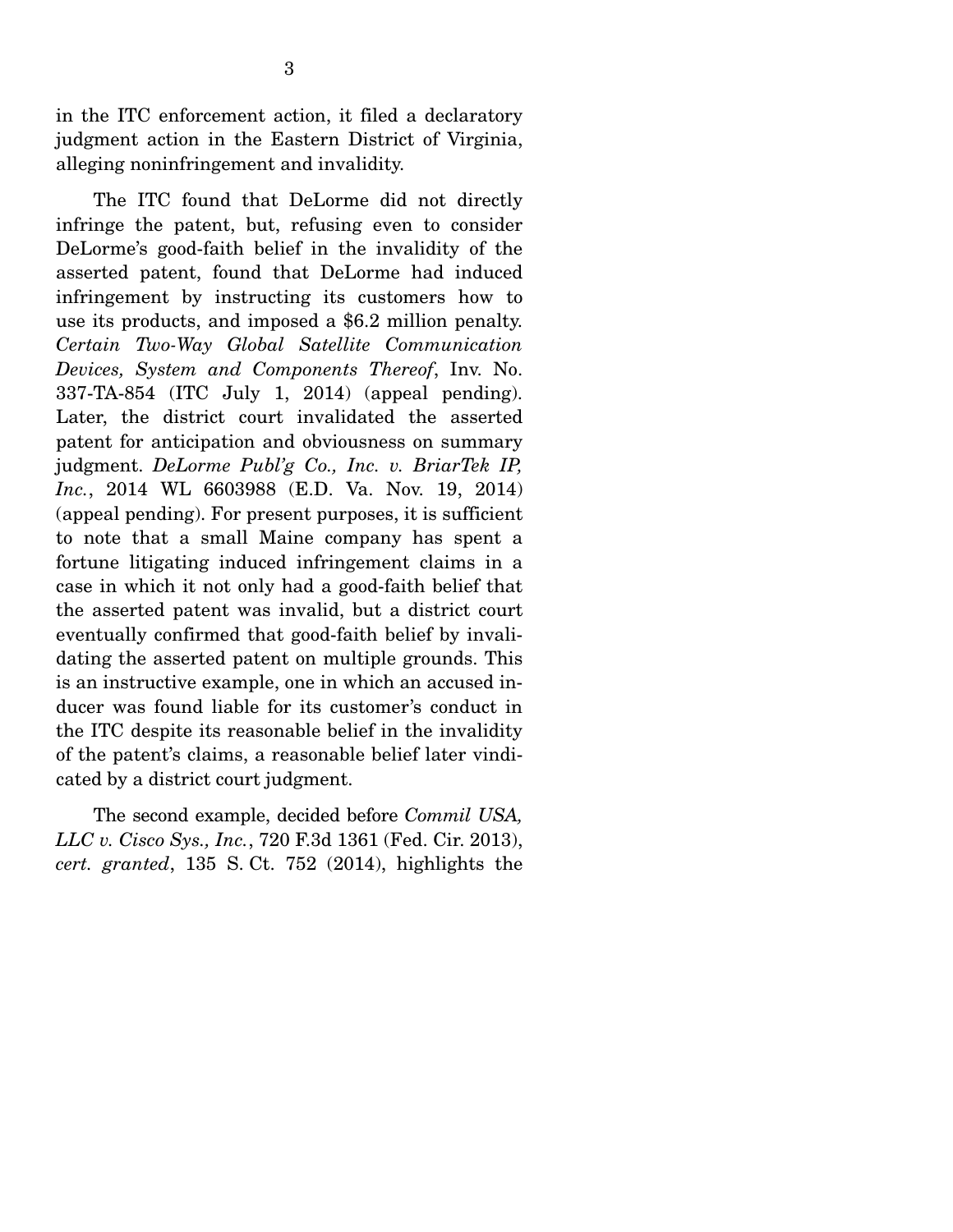in the ITC enforcement action, it filed a declaratory judgment action in the Eastern District of Virginia, alleging noninfringement and invalidity.

The ITC found that DeLorme did not directly infringe the patent, but, refusing even to consider DeLorme's good-faith belief in the invalidity of the asserted patent, found that DeLorme had induced infringement by instructing its customers how to use its products, and imposed a $6.2 million penalty. *Certain Two-Way Global Satellite Communication Devices, System and Components Thereof*, Inv. No. 337-TA-854 (ITC July 1, 2014) (appeal pending). Later, the district court invalidated the asserted patent for anticipation and obviousness on summary judgment. *DeLorme Publ'g Co., Inc. v. BriarTek IP, Inc.*, 2014 WL 6603988 (E.D. Va. Nov. 19, 2014) (appeal pending). For present purposes, it is sufficient to note that a small Maine company has spent a fortune litigating induced infringement claims in a case in which it not only had a good-faith belief that the asserted patent was invalid, but a district court eventually confirmed that good-faith belief by invalidating the asserted patent on multiple grounds. This is an instructive example, one in which an accused inducer was found liable for its customer's conduct in the ITC despite its reasonable belief in the invalidity of the patent's claims, a reasonable belief later vindicated by a district court judgment.

The second example, decided before *Commil USA, LLC v. Cisco Sys., Inc.*, 720 F.3d 1361 (Fed. Cir. 2013), *cert. granted*, 135 S. Ct. 752 (2014), highlights the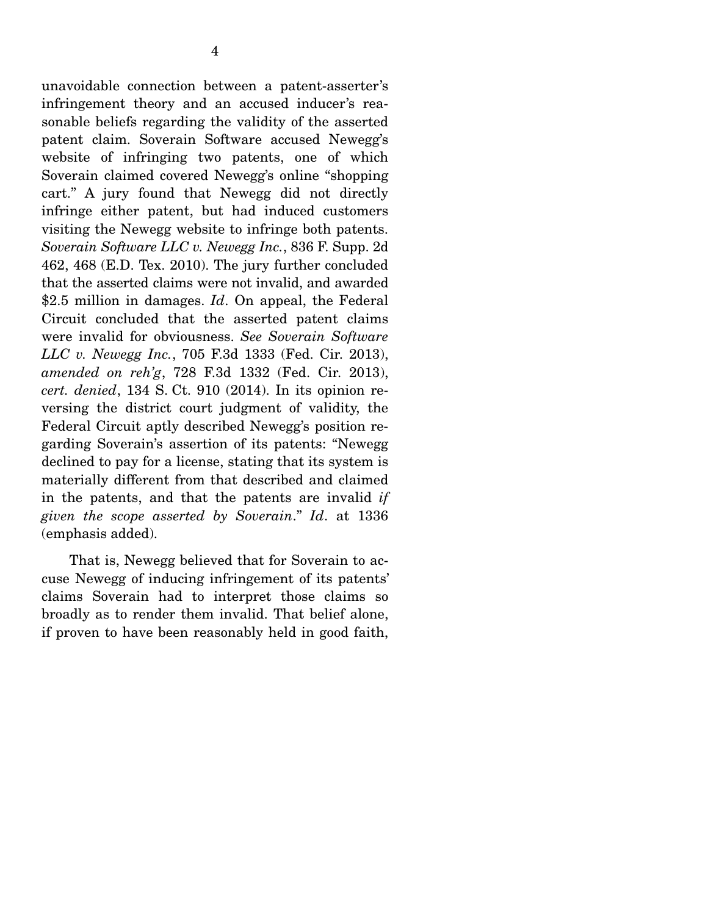unavoidable connection between a patent-asserter's infringement theory and an accused inducer's reasonable beliefs regarding the validity of the asserted patent claim. Soverain Software accused Newegg's website of infringing two patents, one of which Soverain claimed covered Newegg's online "shopping cart." A jury found that Newegg did not directly infringe either patent, but had induced customers visiting the Newegg website to infringe both patents. *Soverain Software LLC v. Newegg Inc.*, 836 F. Supp. 2d 462, 468 (E.D. Tex. 2010). The jury further concluded that the asserted claims were not invalid, and awarded $2.5 million in damages. *Id*. On appeal, the Federal Circuit concluded that the asserted patent claims were invalid for obviousness. *See Soverain Software LLC v. Newegg Inc.*, 705 F.3d 1333 (Fed. Cir. 2013), *amended on reh'g*, 728 F.3d 1332 (Fed. Cir. 2013), *cert. denied*, 134 S. Ct. 910 (2014). In its opinion reversing the district court judgment of validity, the Federal Circuit aptly described Newegg's position regarding Soverain's assertion of its patents: "Newegg declined to pay for a license, stating that its system is materially different from that described and claimed in the patents, and that the patents are invalid *if given the scope asserted by Soverain*." *Id*. at 1336 (emphasis added).

That is, Newegg believed that for Soverain to accuse Newegg of inducing infringement of its patents' claims Soverain had to interpret those claims so broadly as to render them invalid. That belief alone, if proven to have been reasonably held in good faith,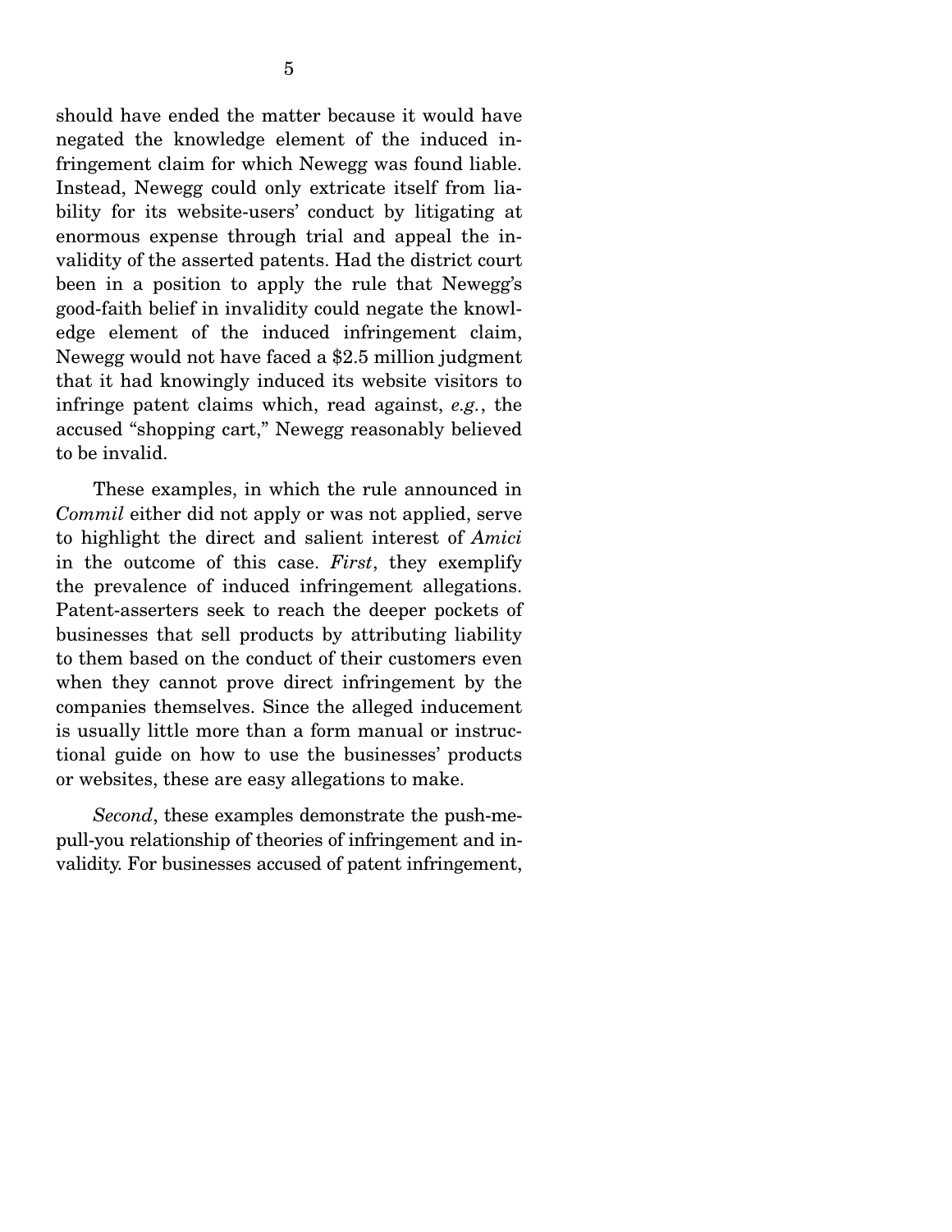should have ended the matter because it would have negated the knowledge element of the induced infringement claim for which Newegg was found liable. Instead, Newegg could only extricate itself from liability for its website-users' conduct by litigating at enormous expense through trial and appeal the invalidity of the asserted patents. Had the district court been in a position to apply the rule that Newegg's good-faith belief in invalidity could negate the knowledge element of the induced infringement claim, Newegg would not have faced a $2.5 million judgment that it had knowingly induced its website visitors to infringe patent claims which, read against, *e.g.*, the accused "shopping cart," Newegg reasonably believed to be invalid.

These examples, in which the rule announced in *Commil* either did not apply or was not applied, serve to highlight the direct and salient interest of *Amici* in the outcome of this case. *First*, they exemplify the prevalence of induced infringement allegations. Patent-asserters seek to reach the deeper pockets of businesses that sell products by attributing liability to them based on the conduct of their customers even when they cannot prove direct infringement by the companies themselves. Since the alleged inducement is usually little more than a form manual or instructional guide on how to use the businesses' products or websites, these are easy allegations to make.

*Second*, these examples demonstrate the push-me-pull-you relationship of theories of infringement and invalidity. For businesses accused of patent infringement,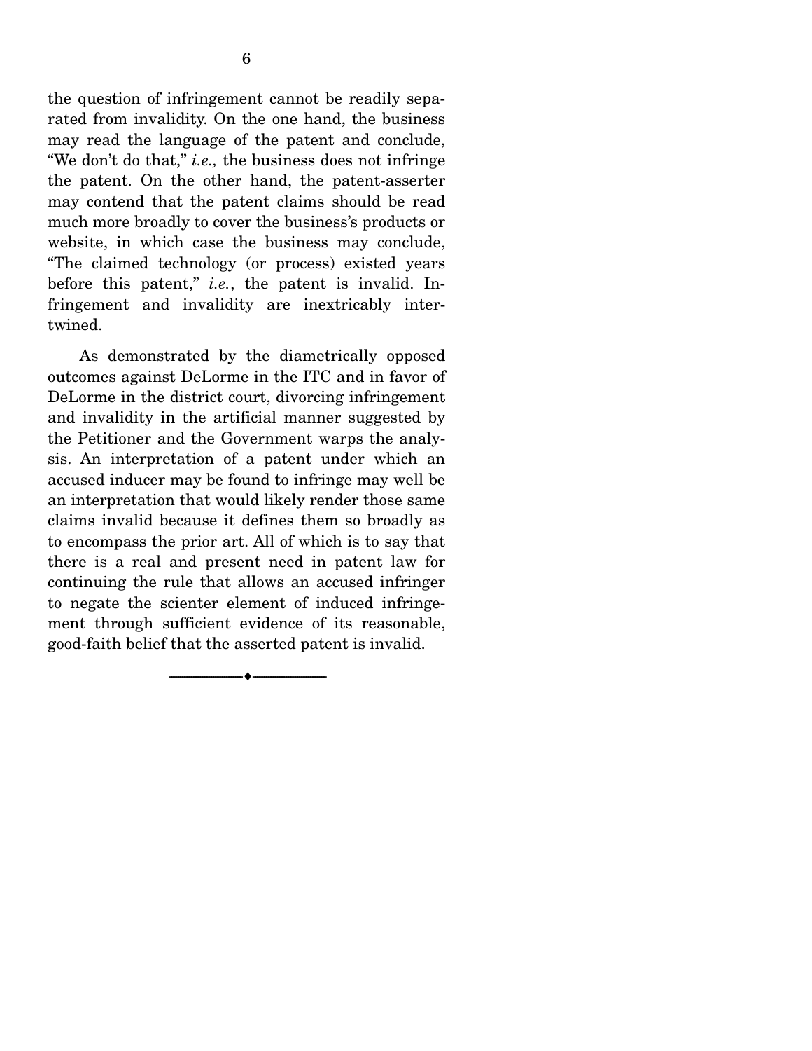the question of infringement cannot be readily separated from invalidity. On the one hand, the business may read the language of the patent and conclude, "We don't do that," *i.e.,* the business does not infringe the patent. On the other hand, the patent-asserter may contend that the patent claims should be read much more broadly to cover the business's products or website, in which case the business may conclude, "The claimed technology (or process) existed years before this patent," *i.e.*, the patent is invalid. Infringement and invalidity are inextricably intertwined.

As demonstrated by the diametrically opposed outcomes against DeLorme in the ITC and in favor of DeLorme in the district court, divorcing infringement and invalidity in the artificial manner suggested by the Petitioner and the Government warps the analysis. An interpretation of a patent under which an accused inducer may be found to infringe may well be an interpretation that would likely render those same claims invalid because it defines them so broadly as to encompass the prior art. All of which is to say that there is a real and present need in patent law for continuing the rule that allows an accused infringer to negate the scienter element of induced infringement through sufficient evidence of its reasonable, good-faith belief that the asserted patent is invalid.

---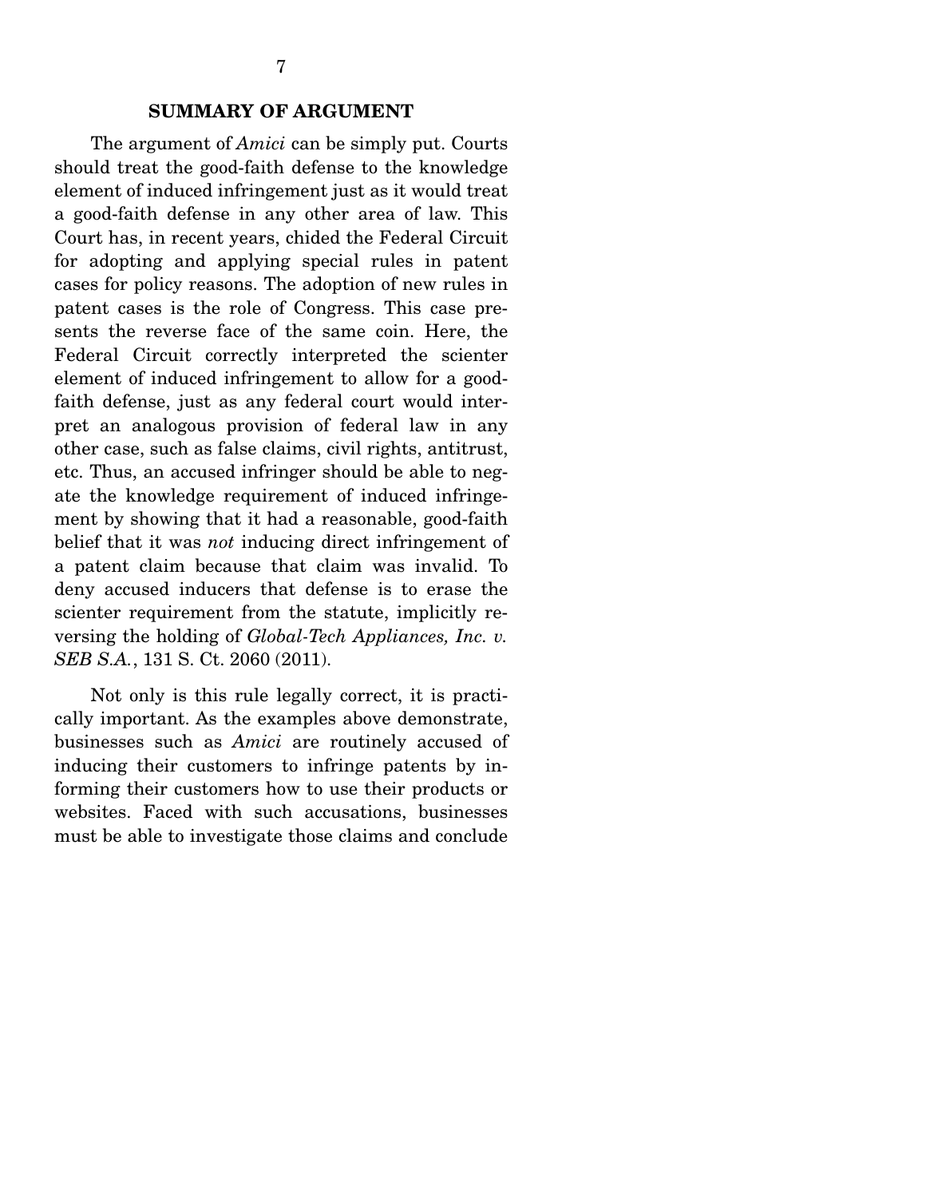## SUMMARY OF ARGUMENT

The argument of *Amici* can be simply put. Courts should treat the good-faith defense to the knowledge element of induced infringement just as it would treat a good-faith defense in any other area of law. This Court has, in recent years, chided the Federal Circuit for adopting and applying special rules in patent cases for policy reasons. The adoption of new rules in patent cases is the role of Congress. This case presents the reverse face of the same coin. Here, the Federal Circuit correctly interpreted the scienter element of induced infringement to allow for a good-faith defense, just as any federal court would interpret an analogous provision of federal law in any other case, such as false claims, civil rights, antitrust, etc. Thus, an accused infringer should be able to negate the knowledge requirement of induced infringement by showing that it had a reasonable, good-faith belief that it was *not* inducing direct infringement of a patent claim because that claim was invalid. To deny accused inducers that defense is to erase the scienter requirement from the statute, implicitly reversing the holding of *Global-Tech Appliances, Inc. v. SEB S.A.*, 131 S. Ct. 2060 (2011).

Not only is this rule legally correct, it is practically important. As the examples above demonstrate, businesses such as *Amici* are routinely accused of inducing their customers to infringe patents by informing their customers how to use their products or websites. Faced with such accusations, businesses must be able to investigate those claims and conclude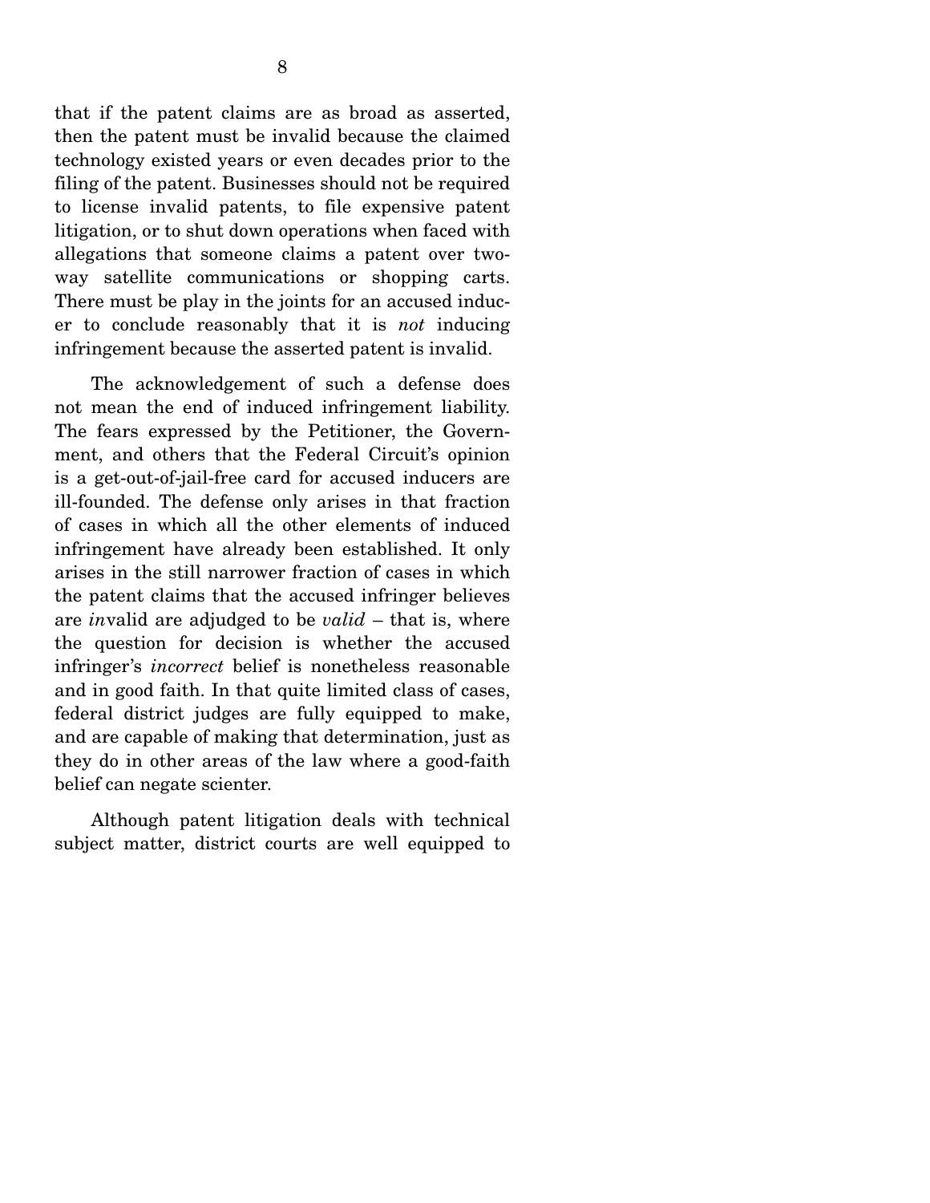that if the patent claims are as broad as asserted, then the patent must be invalid because the claimed technology existed years or even decades prior to the filing of the patent. Businesses should not be required to license invalid patents, to file expensive patent litigation, or to shut down operations when faced with allegations that someone claims a patent over two-way satellite communications or shopping carts. There must be play in the joints for an accused inducer to conclude reasonably that it is *not* inducing infringement because the asserted patent is invalid.

The acknowledgement of such a defense does not mean the end of induced infringement liability. The fears expressed by the Petitioner, the Government, and others that the Federal Circuit's opinion is a get-out-of-jail-free card for accused inducers are ill-founded. The defense only arises in that fraction of cases in which all the other elements of induced infringement have already been established. It only arises in the still narrower fraction of cases in which the patent claims that the accused infringer believes are *in*valid are adjudged to be *valid* – that is, where the question for decision is whether the accused infringer's *incorrect* belief is nonetheless reasonable and in good faith. In that quite limited class of cases, federal district judges are fully equipped to make, and are capable of making that determination, just as they do in other areas of the law where a good-faith belief can negate scienter.

Although patent litigation deals with technical subject matter, district courts are well equipped to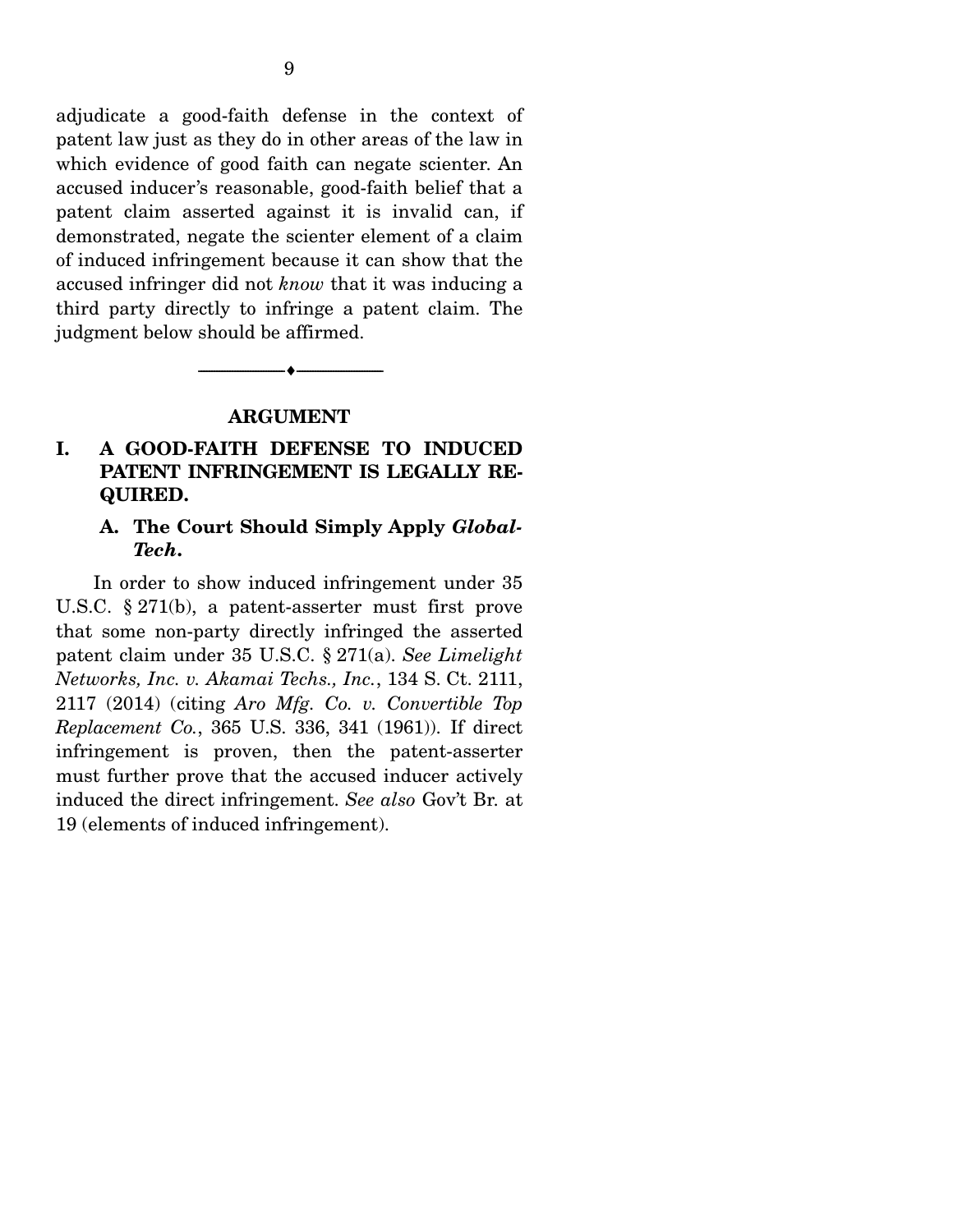adjudicate a good-faith defense in the context of patent law just as they do in other areas of the law in which evidence of good faith can negate scienter. An accused inducer's reasonable, good-faith belief that a patent claim asserted against it is invalid can, if demonstrated, negate the scienter element of a claim of induced infringement because it can show that the accused infringer did not *know* that it was inducing a third party directly to infringe a patent claim. The judgment below should be affirmed.

---

## ARGUMENT

### I. A GOOD-FAITH DEFENSE TO INDUCED PATENT INFRINGEMENT IS LEGALLY REQUIRED.

#### A. The Court Should Simply Apply *Global-Tech*.

In order to show induced infringement under 35 U.S.C. § 271(b), a patent-asserter must first prove that some non-party directly infringed the asserted patent claim under 35 U.S.C. § 271(a). *See Limelight Networks, Inc. v. Akamai Techs., Inc.*, 134 S. Ct. 2111, 2117 (2014) (citing *Aro Mfg. Co. v. Convertible Top Replacement Co.*, 365 U.S. 336, 341 (1961)). If direct infringement is proven, then the patent-asserter must further prove that the accused inducer actively induced the direct infringement. *See also* Gov't Br. at 19 (elements of induced infringement).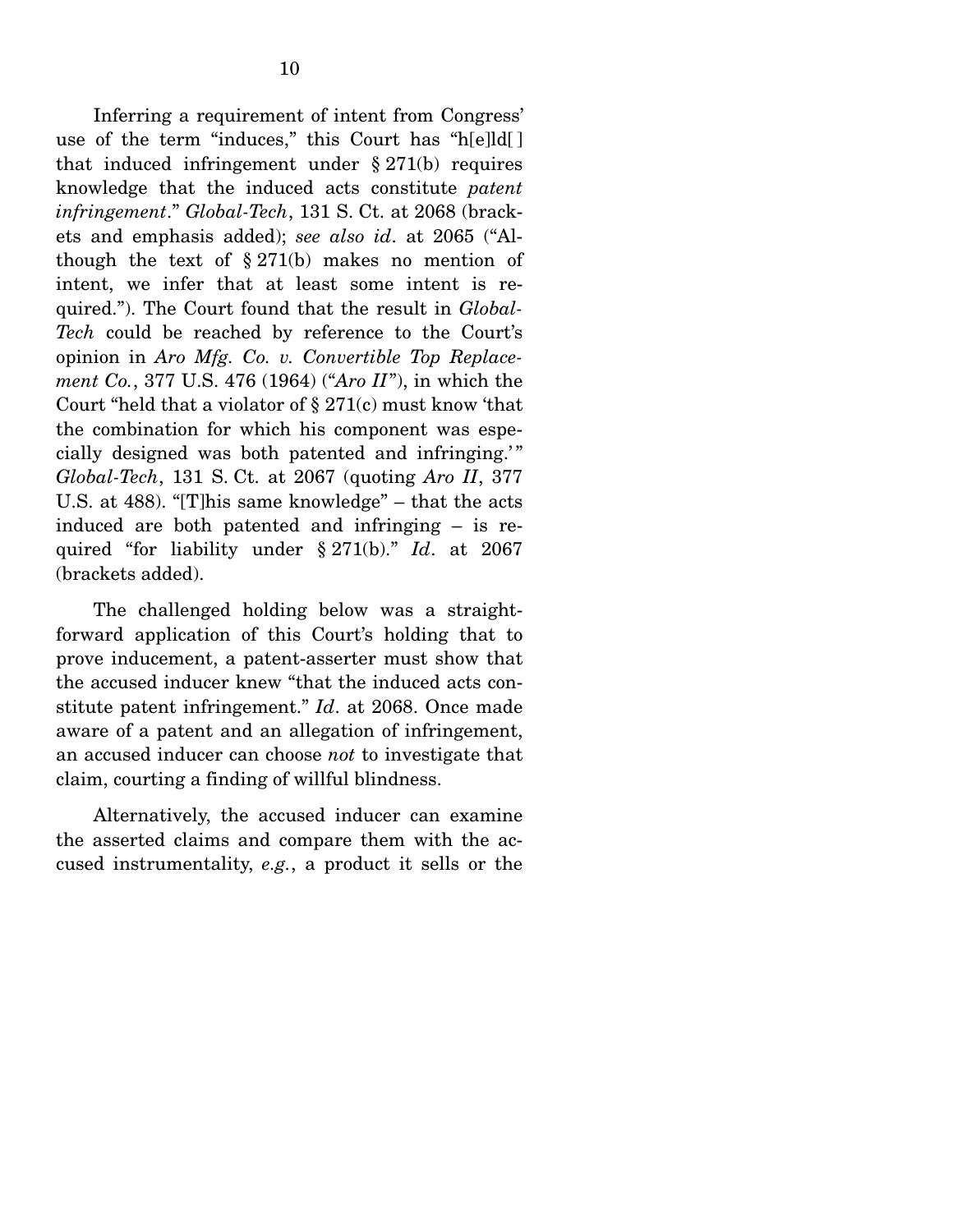Inferring a requirement of intent from Congress' use of the term "induces," this Court has "h[e]ld[ ] that induced infringement under § 271(b) requires knowledge that the induced acts constitute *patent infringement*." *Global-Tech*, 131 S. Ct. at 2068 (brackets and emphasis added); *see also id*. at 2065 ("Although the text of § 271(b) makes no mention of intent, we infer that at least some intent is required."). The Court found that the result in *Global-Tech* could be reached by reference to the Court's opinion in *Aro Mfg. Co. v. Convertible Top Replacement Co.*, 377 U.S. 476 (1964) ("*Aro II*"), in which the Court "held that a violator of § 271(c) must know 'that the combination for which his component was especially designed was both patented and infringing.'" *Global-Tech*, 131 S. Ct. at 2067 (quoting *Aro II*, 377 U.S. at 488). "[T]his same knowledge" – that the acts induced are both patented and infringing – is required "for liability under § 271(b)." *Id*. at 2067 (brackets added).

The challenged holding below was a straightforward application of this Court's holding that to prove inducement, a patent-asserter must show that the accused inducer knew "that the induced acts constitute patent infringement." *Id*. at 2068. Once made aware of a patent and an allegation of infringement, an accused inducer can choose *not* to investigate that claim, courting a finding of willful blindness.

Alternatively, the accused inducer can examine the asserted claims and compare them with the accused instrumentality, *e.g.*, a product it sells or the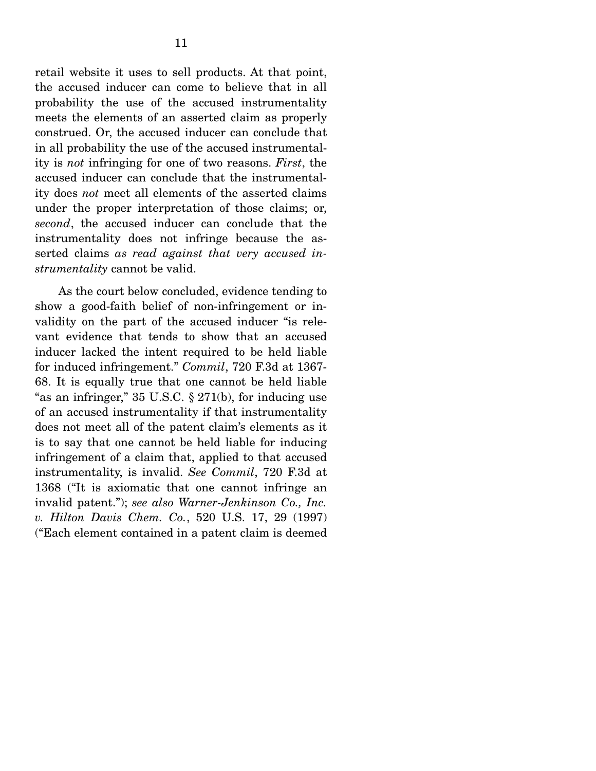retail website it uses to sell products. At that point, the accused inducer can come to believe that in all probability the use of the accused instrumentality meets the elements of an asserted claim as properly construed. Or, the accused inducer can conclude that in all probability the use of the accused instrumentality is *not* infringing for one of two reasons. *First*, the accused inducer can conclude that the instrumentality does *not* meet all elements of the asserted claims under the proper interpretation of those claims; or, *second*, the accused inducer can conclude that the instrumentality does not infringe because the asserted claims *as read against that very accused instrumentality* cannot be valid.

As the court below concluded, evidence tending to show a good-faith belief of non-infringement or invalidity on the part of the accused inducer "is relevant evidence that tends to show that an accused inducer lacked the intent required to be held liable for induced infringement." *Commil*, 720 F.3d at 1367-68. It is equally true that one cannot be held liable "as an infringer," 35 U.S.C. § 271(b), for inducing use of an accused instrumentality if that instrumentality does not meet all of the patent claim's elements as it is to say that one cannot be held liable for inducing infringement of a claim that, applied to that accused instrumentality, is invalid. *See Commil*, 720 F.3d at 1368 ("It is axiomatic that one cannot infringe an invalid patent."); *see also Warner-Jenkinson Co., Inc. v. Hilton Davis Chem. Co.*, 520 U.S. 17, 29 (1997) ("Each element contained in a patent claim is deemed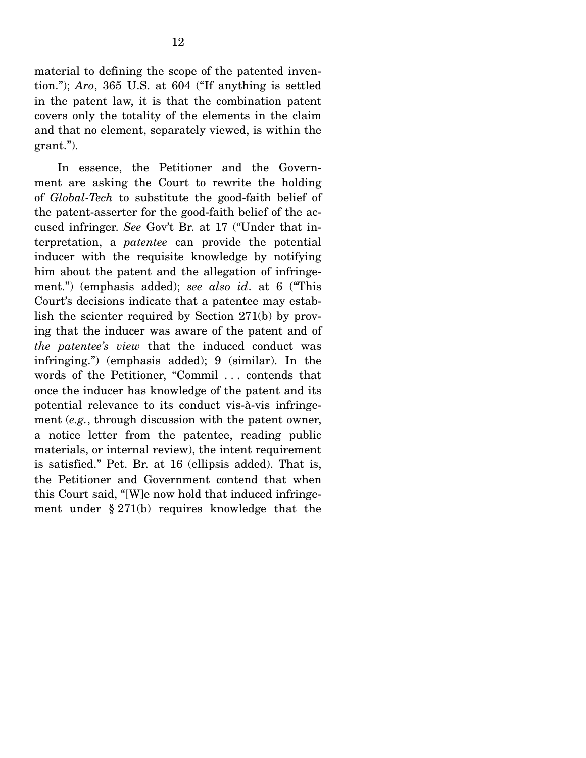material to defining the scope of the patented invention."); *Aro*, 365 U.S. at 604 ("If anything is settled in the patent law, it is that the combination patent covers only the totality of the elements in the claim and that no element, separately viewed, is within the grant.").

In essence, the Petitioner and the Government are asking the Court to rewrite the holding of *Global-Tech* to substitute the good-faith belief of the patent-asserter for the good-faith belief of the accused infringer. *See* Gov't Br. at 17 ("Under that interpretation, a *patentee* can provide the potential inducer with the requisite knowledge by notifying him about the patent and the allegation of infringement.") (emphasis added); *see also id*. at 6 ("This Court's decisions indicate that a patentee may establish the scienter required by Section 271(b) by proving that the inducer was aware of the patent and of *the patentee's view* that the induced conduct was infringing.") (emphasis added); 9 (similar). In the words of the Petitioner, "Commil . . . contends that once the inducer has knowledge of the patent and its potential relevance to its conduct vis-à-vis infringement (*e.g.*, through discussion with the patent owner, a notice letter from the patentee, reading public materials, or internal review), the intent requirement is satisfied." Pet. Br. at 16 (ellipsis added). That is, the Petitioner and Government contend that when this Court said, "[W]e now hold that induced infringement under § 271(b) requires knowledge that the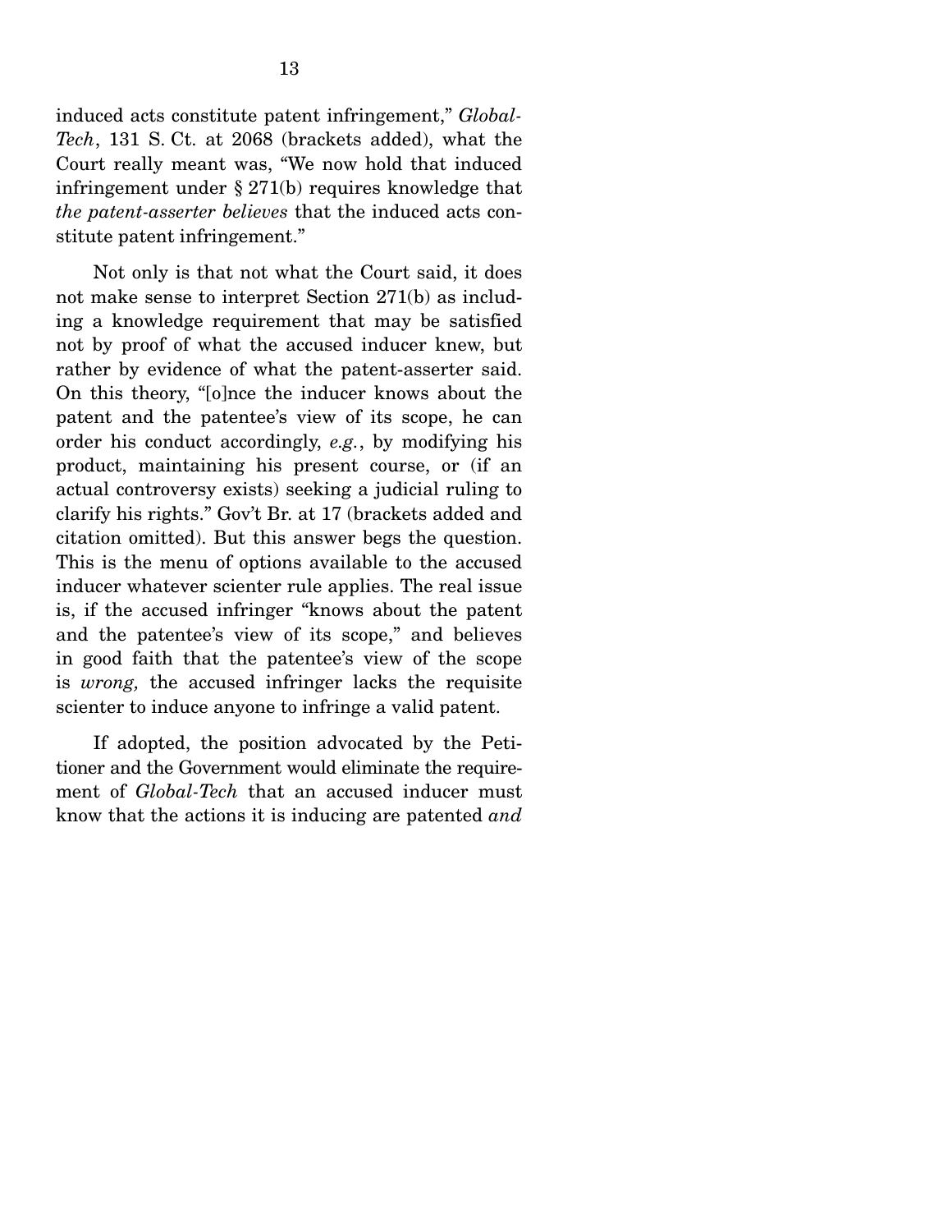induced acts constitute patent infringement," *Global-Tech*, 131 S. Ct. at 2068 (brackets added), what the Court really meant was, "We now hold that induced infringement under § 271(b) requires knowledge that *the patent-asserter believes* that the induced acts constitute patent infringement."

Not only is that not what the Court said, it does not make sense to interpret Section 271(b) as including a knowledge requirement that may be satisfied not by proof of what the accused inducer knew, but rather by evidence of what the patent-asserter said. On this theory, "[o]nce the inducer knows about the patent and the patentee's view of its scope, he can order his conduct accordingly, *e.g.*, by modifying his product, maintaining his present course, or (if an actual controversy exists) seeking a judicial ruling to clarify his rights." Gov't Br. at 17 (brackets added and citation omitted). But this answer begs the question. This is the menu of options available to the accused inducer whatever scienter rule applies. The real issue is, if the accused infringer "knows about the patent and the patentee's view of its scope," and believes in good faith that the patentee's view of the scope is *wrong,* the accused infringer lacks the requisite scienter to induce anyone to infringe a valid patent.

If adopted, the position advocated by the Petitioner and the Government would eliminate the requirement of *Global-Tech* that an accused inducer must know that the actions it is inducing are patented *and*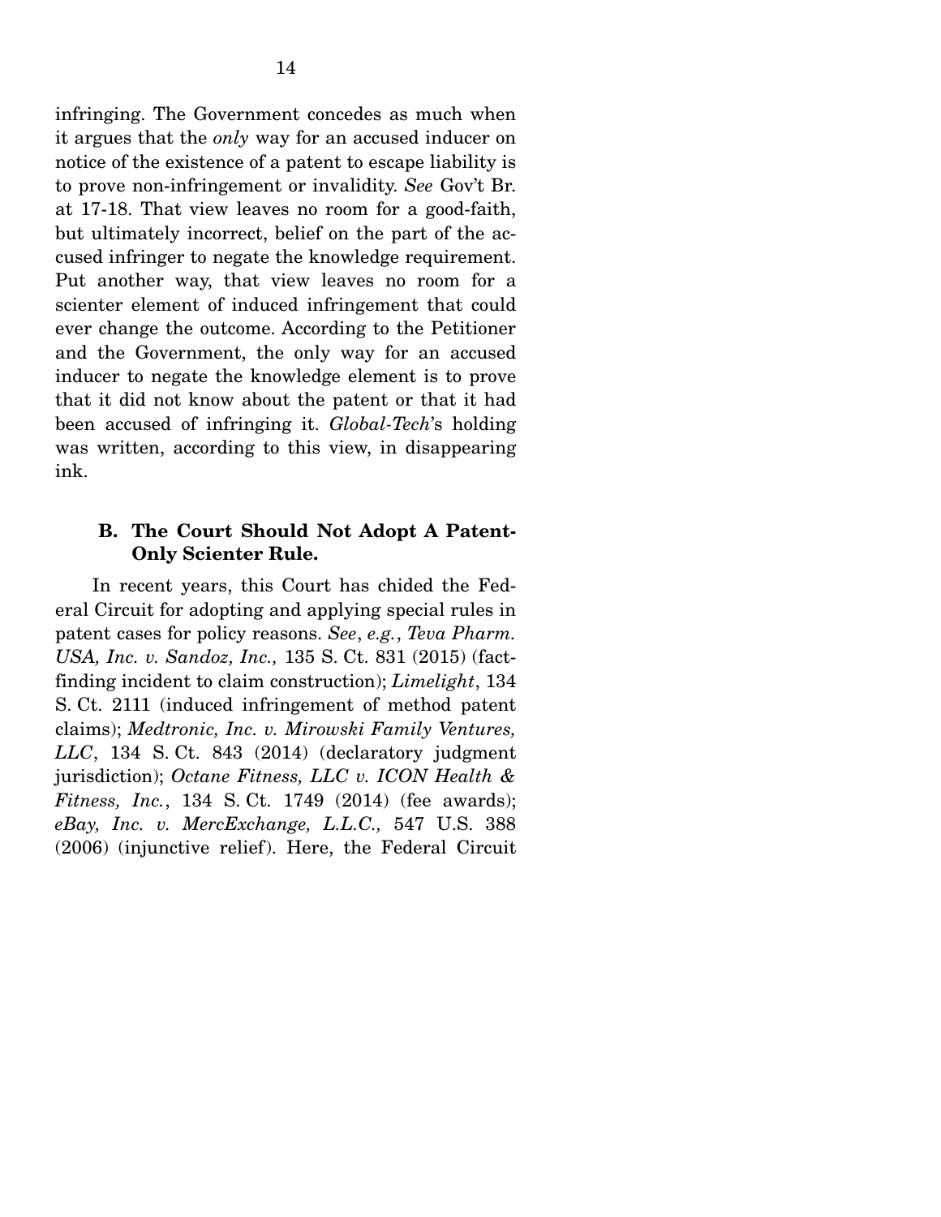infringing. The Government concedes as much when it argues that the *only* way for an accused inducer on notice of the existence of a patent to escape liability is to prove non-infringement or invalidity. *See* Gov't Br. at 17-18. That view leaves no room for a good-faith, but ultimately incorrect, belief on the part of the accused infringer to negate the knowledge requirement. Put another way, that view leaves no room for a scienter element of induced infringement that could ever change the outcome. According to the Petitioner and the Government, the only way for an accused inducer to negate the knowledge element is to prove that it did not know about the patent or that it had been accused of infringing it. *Global-Tech*'s holding was written, according to this view, in disappearing ink.

### B. The Court Should Not Adopt A Patent-Only Scienter Rule.

In recent years, this Court has chided the Federal Circuit for adopting and applying special rules in patent cases for policy reasons. *See*, *e.g.*, *Teva Pharm. USA, Inc. v. Sandoz, Inc.,* 135 S. Ct. 831 (2015) (fact-finding incident to claim construction); *Limelight*, 134 S. Ct. 2111 (induced infringement of method patent claims); *Medtronic, Inc. v. Mirowski Family Ventures, LLC*, 134 S. Ct. 843 (2014) (declaratory judgment jurisdiction); *Octane Fitness, LLC v. ICON Health & Fitness, Inc.*, 134 S. Ct. 1749 (2014) (fee awards); *eBay, Inc. v. MercExchange, L.L.C.,* 547 U.S. 388 (2006) (injunctive relief). Here, the Federal Circuit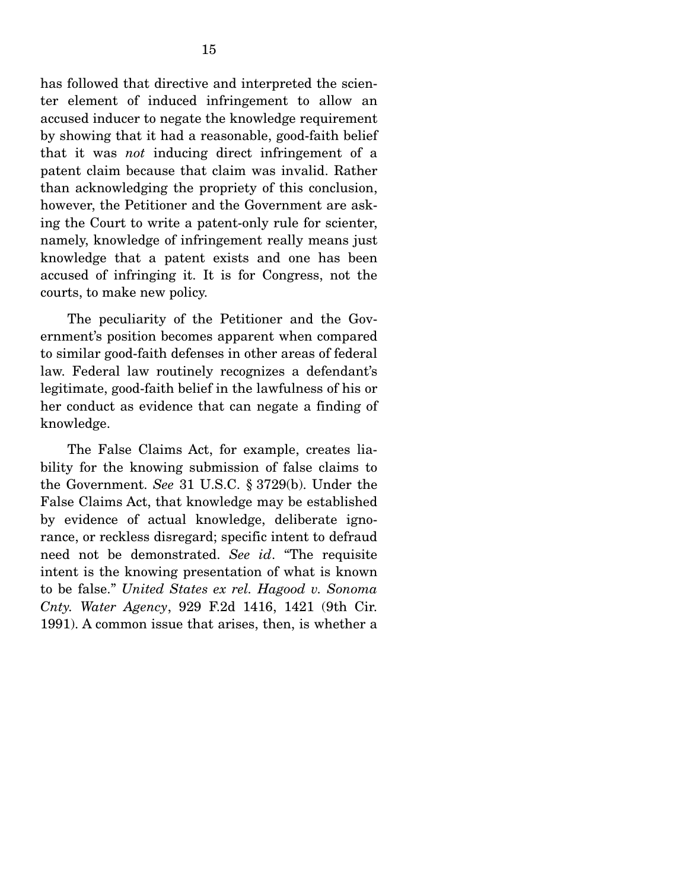has followed that directive and interpreted the scienter element of induced infringement to allow an accused inducer to negate the knowledge requirement by showing that it had a reasonable, good-faith belief that it was *not* inducing direct infringement of a patent claim because that claim was invalid. Rather than acknowledging the propriety of this conclusion, however, the Petitioner and the Government are asking the Court to write a patent-only rule for scienter, namely, knowledge of infringement really means just knowledge that a patent exists and one has been accused of infringing it. It is for Congress, not the courts, to make new policy.

The peculiarity of the Petitioner and the Government's position becomes apparent when compared to similar good-faith defenses in other areas of federal law. Federal law routinely recognizes a defendant's legitimate, good-faith belief in the lawfulness of his or her conduct as evidence that can negate a finding of knowledge.

The False Claims Act, for example, creates liability for the knowing submission of false claims to the Government. *See* 31 U.S.C. § 3729(b). Under the False Claims Act, that knowledge may be established by evidence of actual knowledge, deliberate ignorance, or reckless disregard; specific intent to defraud need not be demonstrated. *See id*. "The requisite intent is the knowing presentation of what is known to be false." *United States ex rel. Hagood v. Sonoma Cnty. Water Agency*, 929 F.2d 1416, 1421 (9th Cir. 1991). A common issue that arises, then, is whether a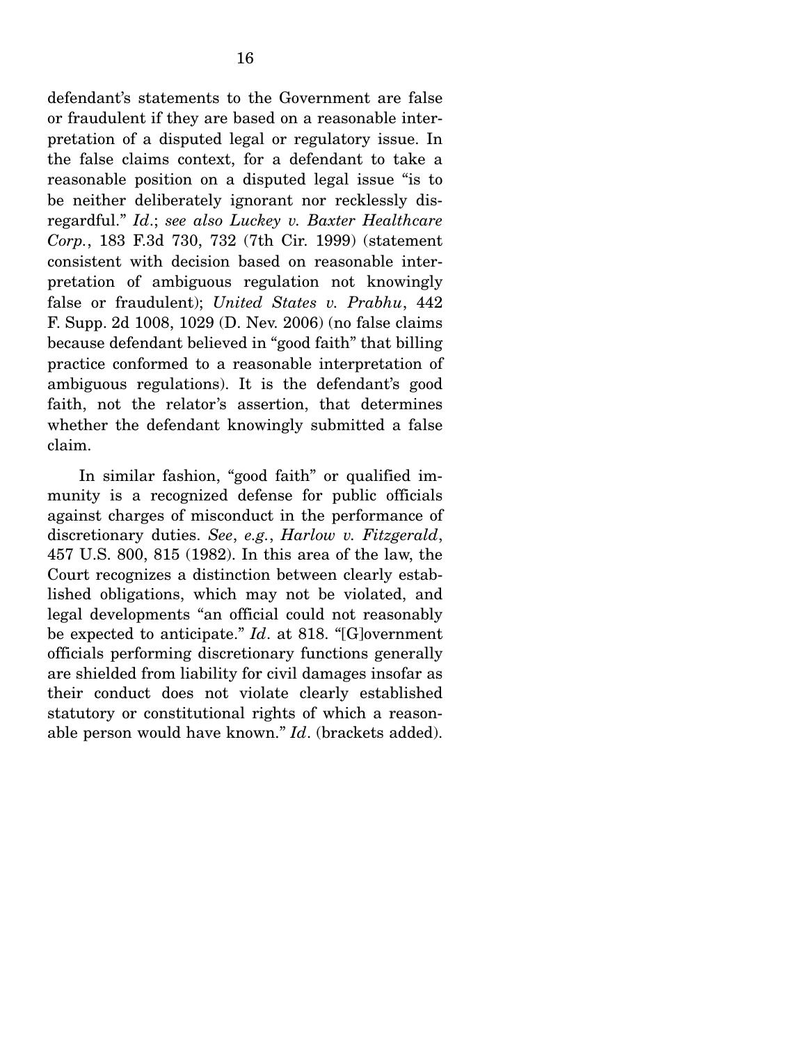defendant's statements to the Government are false or fraudulent if they are based on a reasonable interpretation of a disputed legal or regulatory issue. In the false claims context, for a defendant to take a reasonable position on a disputed legal issue "is to be neither deliberately ignorant nor recklessly disregardful." *Id*.; *see also Luckey v. Baxter Healthcare Corp.*, 183 F.3d 730, 732 (7th Cir. 1999) (statement consistent with decision based on reasonable interpretation of ambiguous regulation not knowingly false or fraudulent); *United States v. Prabhu*, 442 F. Supp. 2d 1008, 1029 (D. Nev. 2006) (no false claims because defendant believed in "good faith" that billing practice conformed to a reasonable interpretation of ambiguous regulations). It is the defendant's good faith, not the relator's assertion, that determines whether the defendant knowingly submitted a false claim.

In similar fashion, "good faith" or qualified immunity is a recognized defense for public officials against charges of misconduct in the performance of discretionary duties. *See*, *e.g.*, *Harlow v. Fitzgerald*, 457 U.S. 800, 815 (1982). In this area of the law, the Court recognizes a distinction between clearly established obligations, which may not be violated, and legal developments "an official could not reasonably be expected to anticipate." *Id*. at 818. "[G]overnment officials performing discretionary functions generally are shielded from liability for civil damages insofar as their conduct does not violate clearly established statutory or constitutional rights of which a reasonable person would have known." *Id*. (brackets added).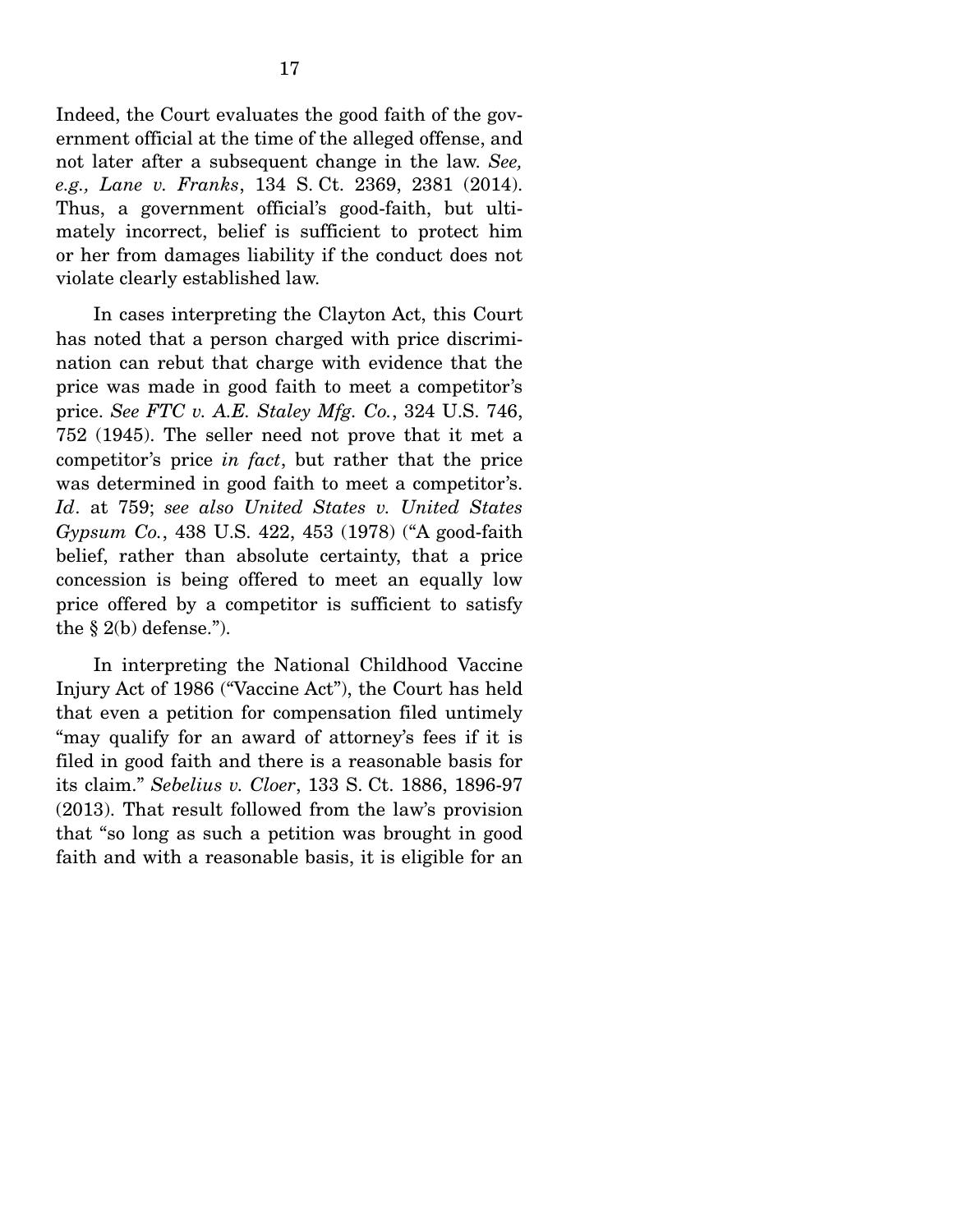Indeed, the Court evaluates the good faith of the government official at the time of the alleged offense, and not later after a subsequent change in the law. *See, e.g., Lane v. Franks*, 134 S. Ct. 2369, 2381 (2014). Thus, a government official's good-faith, but ultimately incorrect, belief is sufficient to protect him or her from damages liability if the conduct does not violate clearly established law.

In cases interpreting the Clayton Act, this Court has noted that a person charged with price discrimination can rebut that charge with evidence that the price was made in good faith to meet a competitor's price. *See FTC v. A.E. Staley Mfg. Co.*, 324 U.S. 746, 752 (1945). The seller need not prove that it met a competitor's price *in fact*, but rather that the price was determined in good faith to meet a competitor's. *Id*. at 759; *see also United States v. United States Gypsum Co.*, 438 U.S. 422, 453 (1978) ("A good-faith belief, rather than absolute certainty, that a price concession is being offered to meet an equally low price offered by a competitor is sufficient to satisfy the § 2(b) defense.").

In interpreting the National Childhood Vaccine Injury Act of 1986 ("Vaccine Act"), the Court has held that even a petition for compensation filed untimely "may qualify for an award of attorney's fees if it is filed in good faith and there is a reasonable basis for its claim." *Sebelius v. Cloer*, 133 S. Ct. 1886, 1896-97 (2013). That result followed from the law's provision that "so long as such a petition was brought in good faith and with a reasonable basis, it is eligible for an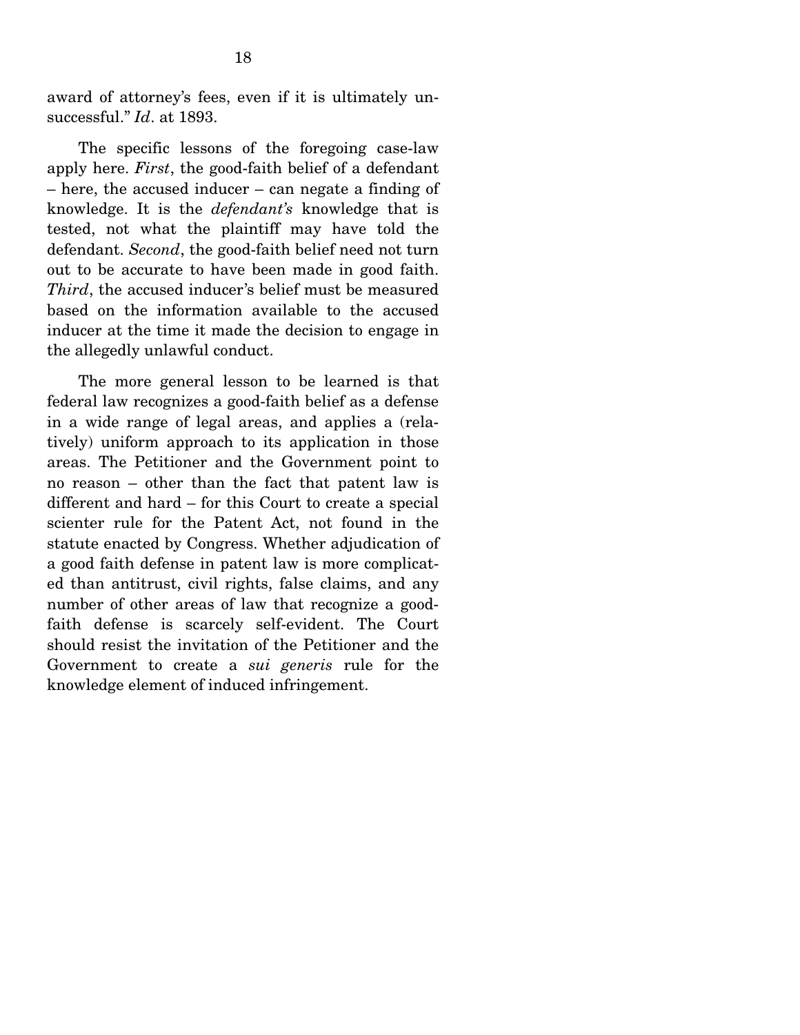award of attorney's fees, even if it is ultimately unsuccessful." *Id*. at 1893.

The specific lessons of the foregoing case-law apply here. *First*, the good-faith belief of a defendant – here, the accused inducer – can negate a finding of knowledge. It is the *defendant's* knowledge that is tested, not what the plaintiff may have told the defendant. *Second*, the good-faith belief need not turn out to be accurate to have been made in good faith. *Third*, the accused inducer's belief must be measured based on the information available to the accused inducer at the time it made the decision to engage in the allegedly unlawful conduct.

The more general lesson to be learned is that federal law recognizes a good-faith belief as a defense in a wide range of legal areas, and applies a (relatively) uniform approach to its application in those areas. The Petitioner and the Government point to no reason – other than the fact that patent law is different and hard – for this Court to create a special scienter rule for the Patent Act, not found in the statute enacted by Congress. Whether adjudication of a good faith defense in patent law is more complicated than antitrust, civil rights, false claims, and any number of other areas of law that recognize a good-faith defense is scarcely self-evident. The Court should resist the invitation of the Petitioner and the Government to create a *sui generis* rule for the knowledge element of induced infringement.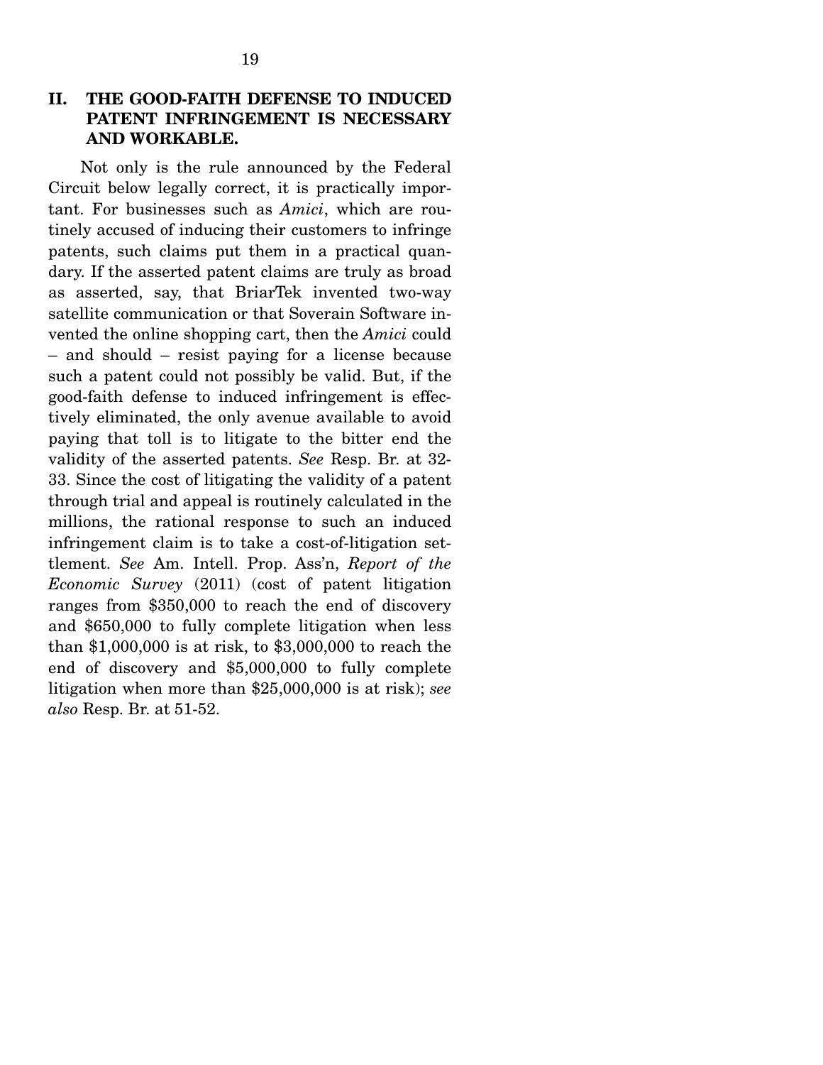## II. THE GOOD-FAITH DEFENSE TO INDUCED PATENT INFRINGEMENT IS NECESSARY AND WORKABLE.

Not only is the rule announced by the Federal Circuit below legally correct, it is practically important. For businesses such as *Amici*, which are routinely accused of inducing their customers to infringe patents, such claims put them in a practical quandary. If the asserted patent claims are truly as broad as asserted, say, that BriarTek invented two-way satellite communication or that Soverain Software invented the online shopping cart, then the *Amici* could – and should – resist paying for a license because such a patent could not possibly be valid. But, if the good-faith defense to induced infringement is effectively eliminated, the only avenue available to avoid paying that toll is to litigate to the bitter end the validity of the asserted patents. *See* Resp. Br. at 32-33. Since the cost of litigating the validity of a patent through trial and appeal is routinely calculated in the millions, the rational response to such an induced infringement claim is to take a cost-of-litigation settlement. *See* Am. Intell. Prop. Ass'n, *Report of the Economic Survey* (2011) (cost of patent litigation ranges from $350,000 to reach the end of discovery and $650,000 to fully complete litigation when less than $1,000,000 is at risk, to $3,000,000 to reach the end of discovery and $5,000,000 to fully complete litigation when more than $25,000,000 is at risk); *see also* Resp. Br. at 51-52.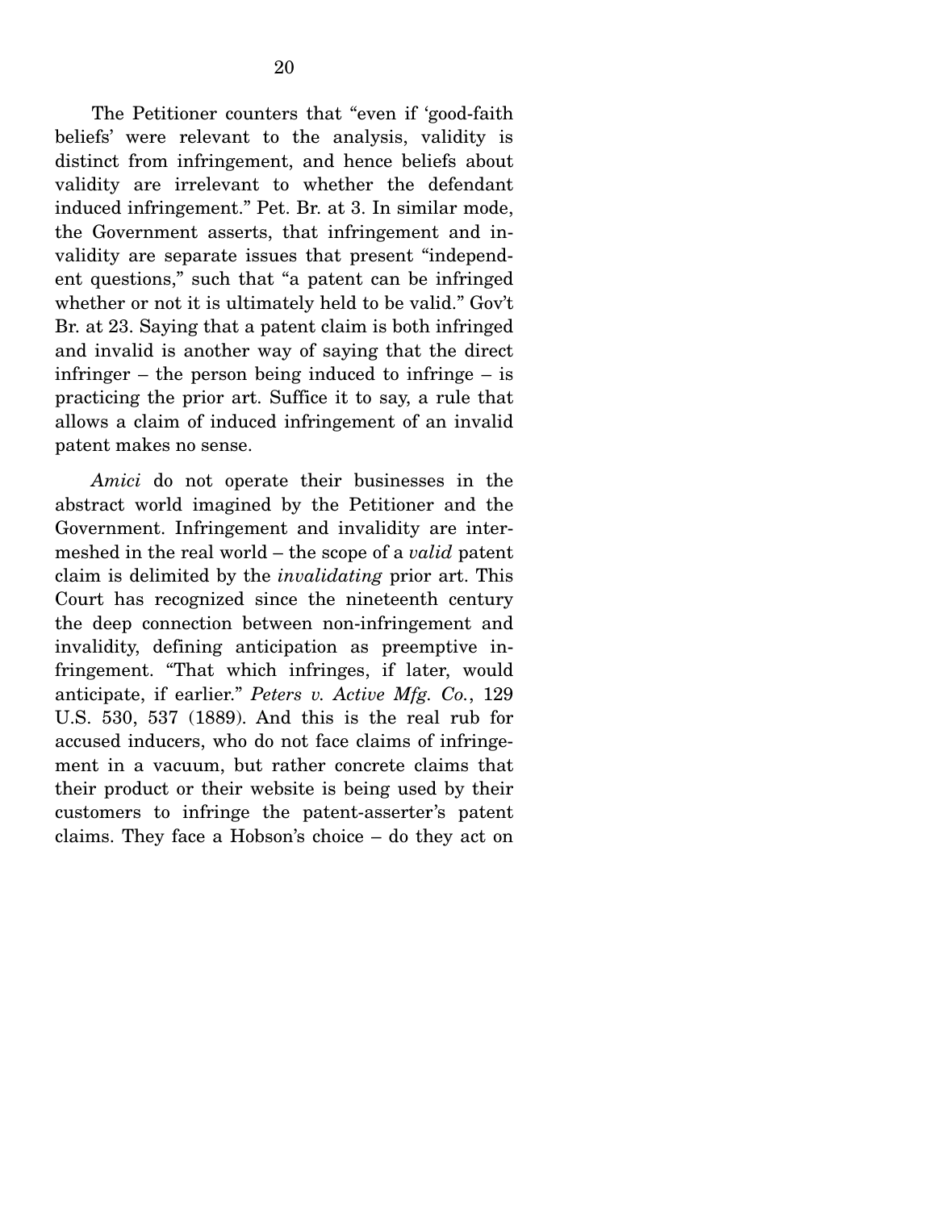The Petitioner counters that "even if 'good-faith beliefs' were relevant to the analysis, validity is distinct from infringement, and hence beliefs about validity are irrelevant to whether the defendant induced infringement." Pet. Br. at 3. In similar mode, the Government asserts, that infringement and invalidity are separate issues that present "independent questions," such that "a patent can be infringed whether or not it is ultimately held to be valid." Gov't Br. at 23. Saying that a patent claim is both infringed and invalid is another way of saying that the direct infringer – the person being induced to infringe – is practicing the prior art. Suffice it to say, a rule that allows a claim of induced infringement of an invalid patent makes no sense.

*Amici* do not operate their businesses in the abstract world imagined by the Petitioner and the Government. Infringement and invalidity are intermeshed in the real world – the scope of a *valid* patent claim is delimited by the *invalidating* prior art. This Court has recognized since the nineteenth century the deep connection between non-infringement and invalidity, defining anticipation as preemptive infringement. "That which infringes, if later, would anticipate, if earlier." *Peters v. Active Mfg. Co.*, 129 U.S. 530, 537 (1889). And this is the real rub for accused inducers, who do not face claims of infringement in a vacuum, but rather concrete claims that their product or their website is being used by their customers to infringe the patent-asserter's patent claims. They face a Hobson's choice – do they act on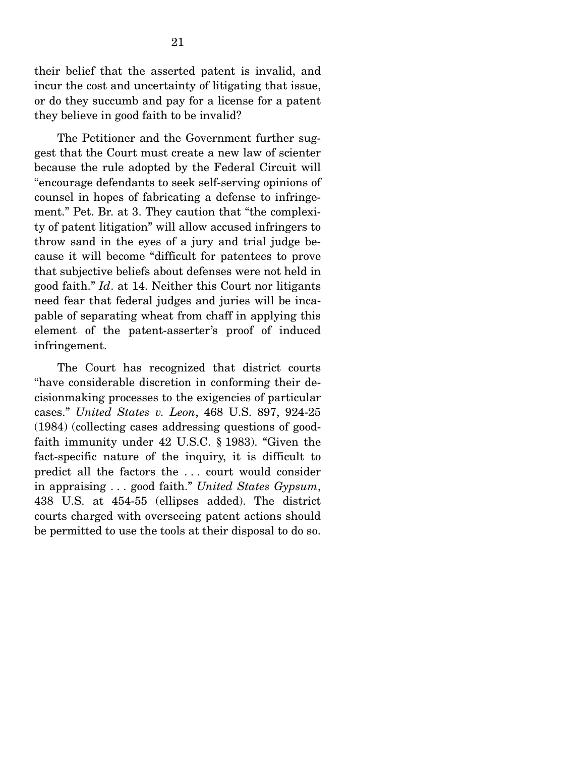their belief that the asserted patent is invalid, and incur the cost and uncertainty of litigating that issue, or do they succumb and pay for a license for a patent they believe in good faith to be invalid?

The Petitioner and the Government further suggest that the Court must create a new law of scienter because the rule adopted by the Federal Circuit will "encourage defendants to seek self-serving opinions of counsel in hopes of fabricating a defense to infringement." Pet. Br. at 3. They caution that "the complexity of patent litigation" will allow accused infringers to throw sand in the eyes of a jury and trial judge because it will become "difficult for patentees to prove that subjective beliefs about defenses were not held in good faith." *Id*. at 14. Neither this Court nor litigants need fear that federal judges and juries will be incapable of separating wheat from chaff in applying this element of the patent-asserter's proof of induced infringement.

The Court has recognized that district courts "have considerable discretion in conforming their decisionmaking processes to the exigencies of particular cases." *United States v. Leon*, 468 U.S. 897, 924-25 (1984) (collecting cases addressing questions of good-faith immunity under 42 U.S.C. § 1983). "Given the fact-specific nature of the inquiry, it is difficult to predict all the factors the . . . court would consider in appraising . . . good faith." *United States Gypsum*, 438 U.S. at 454-55 (ellipses added). The district courts charged with overseeing patent actions should be permitted to use the tools at their disposal to do so.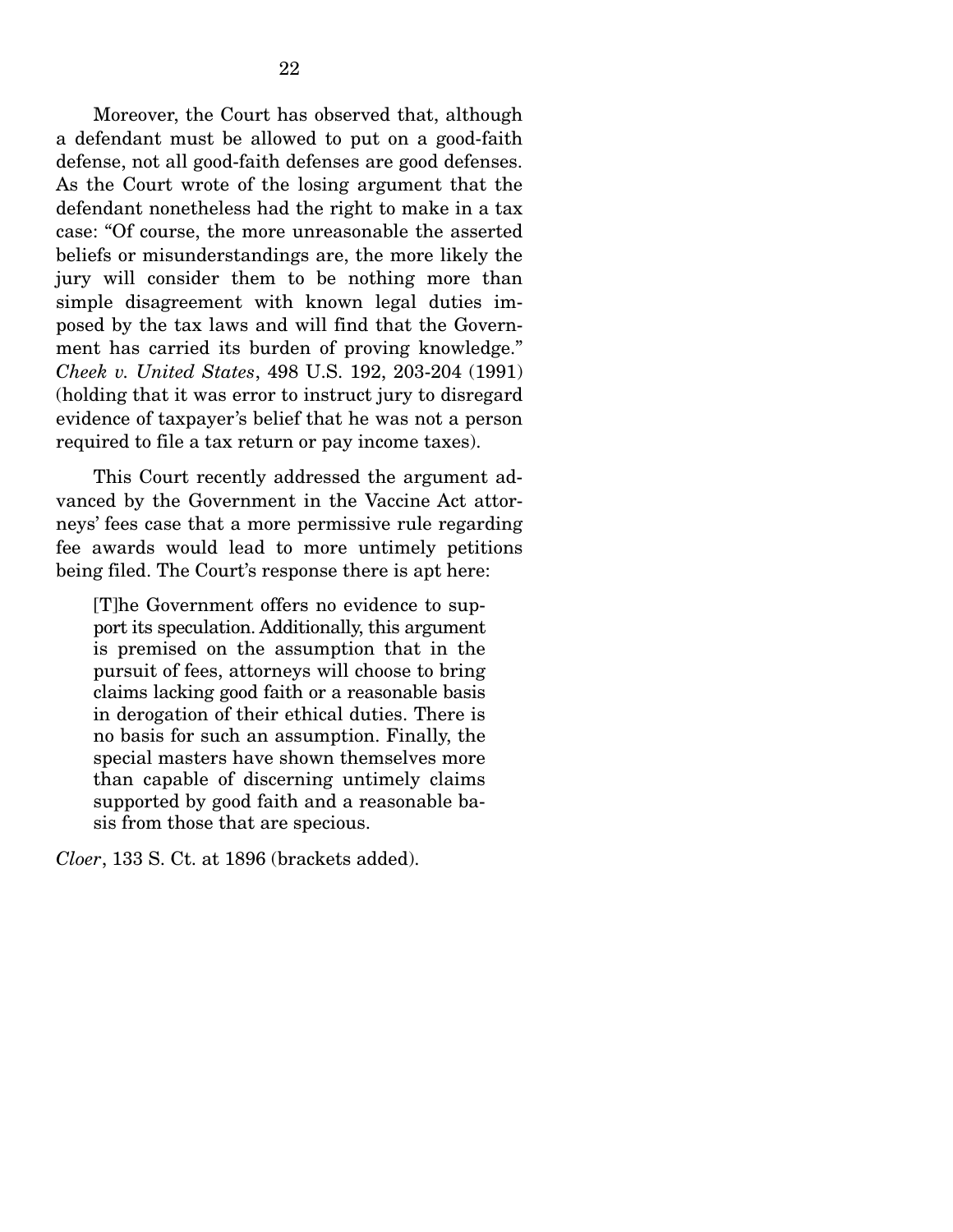Moreover, the Court has observed that, although a defendant must be allowed to put on a good-faith defense, not all good-faith defenses are good defenses. As the Court wrote of the losing argument that the defendant nonetheless had the right to make in a tax case: "Of course, the more unreasonable the asserted beliefs or misunderstandings are, the more likely the jury will consider them to be nothing more than simple disagreement with known legal duties imposed by the tax laws and will find that the Government has carried its burden of proving knowledge." *Cheek v. United States*, 498 U.S. 192, 203-204 (1991) (holding that it was error to instruct jury to disregard evidence of taxpayer's belief that he was not a person required to file a tax return or pay income taxes).

This Court recently addressed the argument advanced by the Government in the Vaccine Act attorneys' fees case that a more permissive rule regarding fee awards would lead to more untimely petitions being filed. The Court's response there is apt here:

> [T]he Government offers no evidence to support its speculation. Additionally, this argument is premised on the assumption that in the pursuit of fees, attorneys will choose to bring claims lacking good faith or a reasonable basis in derogation of their ethical duties. There is no basis for such an assumption. Finally, the special masters have shown themselves more than capable of discerning untimely claims supported by good faith and a reasonable basis from those that are specious.

*Cloer*, 133 S. Ct. at 1896 (brackets added).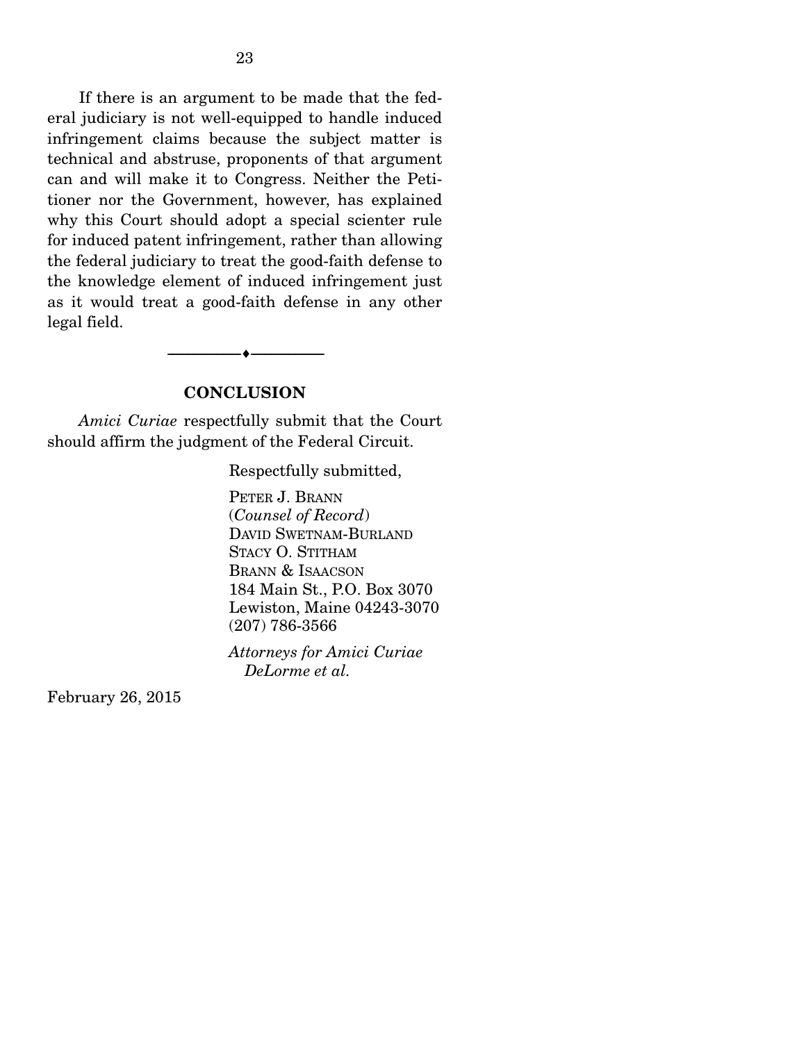If there is an argument to be made that the federal judiciary is not well-equipped to handle induced infringement claims because the subject matter is technical and abstruse, proponents of that argument can and will make it to Congress. Neither the Petitioner nor the Government, however, has explained why this Court should adopt a special scienter rule for induced patent infringement, rather than allowing the federal judiciary to treat the good-faith defense to the knowledge element of induced infringement just as it would treat a good-faith defense in any other legal field.

---

## CONCLUSION

*Amici Curiae* respectfully submit that the Court should affirm the judgment of the Federal Circuit.

Respectfully submitted,

PETER J. BRANN
(*Counsel of Record*)
DAVID SWETNAM-BURLAND
STACY O. STITHAM
BRANN & ISAACSON
184 Main St., P.O. Box 3070
Lewiston, Maine 04243-3070
(207) 786-3566

*Attorneys for Amici Curiae DeLorme et al.*

February 26, 2015